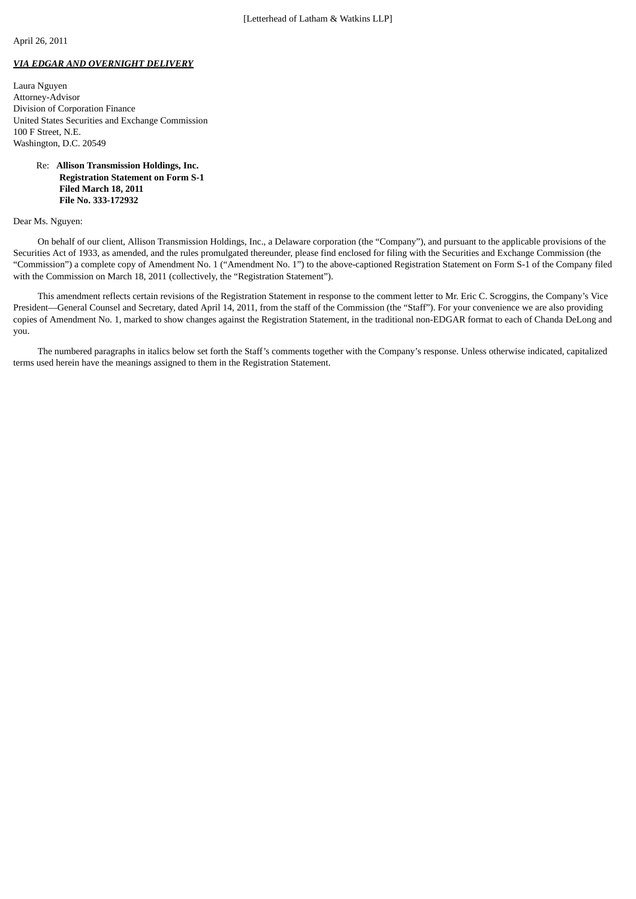[Letterhead of Latham & Watkins LLP]

April 26, 2011

***VIA EDGAR AND OVERNIGHT DELIVERY***

Laura Nguyen
Attorney-Advisor
Division of Corporation Finance
United States Securities and Exchange Commission
100 F Street, N.E.
Washington, D.C. 20549

Re: **Allison Transmission Holdings, Inc.**
**Registration Statement on Form S-1**
**Filed March 18, 2011**
**File No. 333-172932**

Dear Ms. Nguyen:

On behalf of our client, Allison Transmission Holdings, Inc., a Delaware corporation (the "Company"), and pursuant to the applicable provisions of the Securities Act of 1933, as amended, and the rules promulgated thereunder, please find enclosed for filing with the Securities and Exchange Commission (the "Commission") a complete copy of Amendment No. 1 ("Amendment No. 1") to the above-captioned Registration Statement on Form S-1 of the Company filed with the Commission on March 18, 2011 (collectively, the "Registration Statement").

This amendment reflects certain revisions of the Registration Statement in response to the comment letter to Mr. Eric C. Scroggins, the Company's Vice President—General Counsel and Secretary, dated April 14, 2011, from the staff of the Commission (the "Staff"). For your convenience we are also providing copies of Amendment No. 1, marked to show changes against the Registration Statement, in the traditional non-EDGAR format to each of Chanda DeLong and you.

The numbered paragraphs in italics below set forth the Staff's comments together with the Company's response. Unless otherwise indicated, capitalized terms used herein have the meanings assigned to them in the Registration Statement.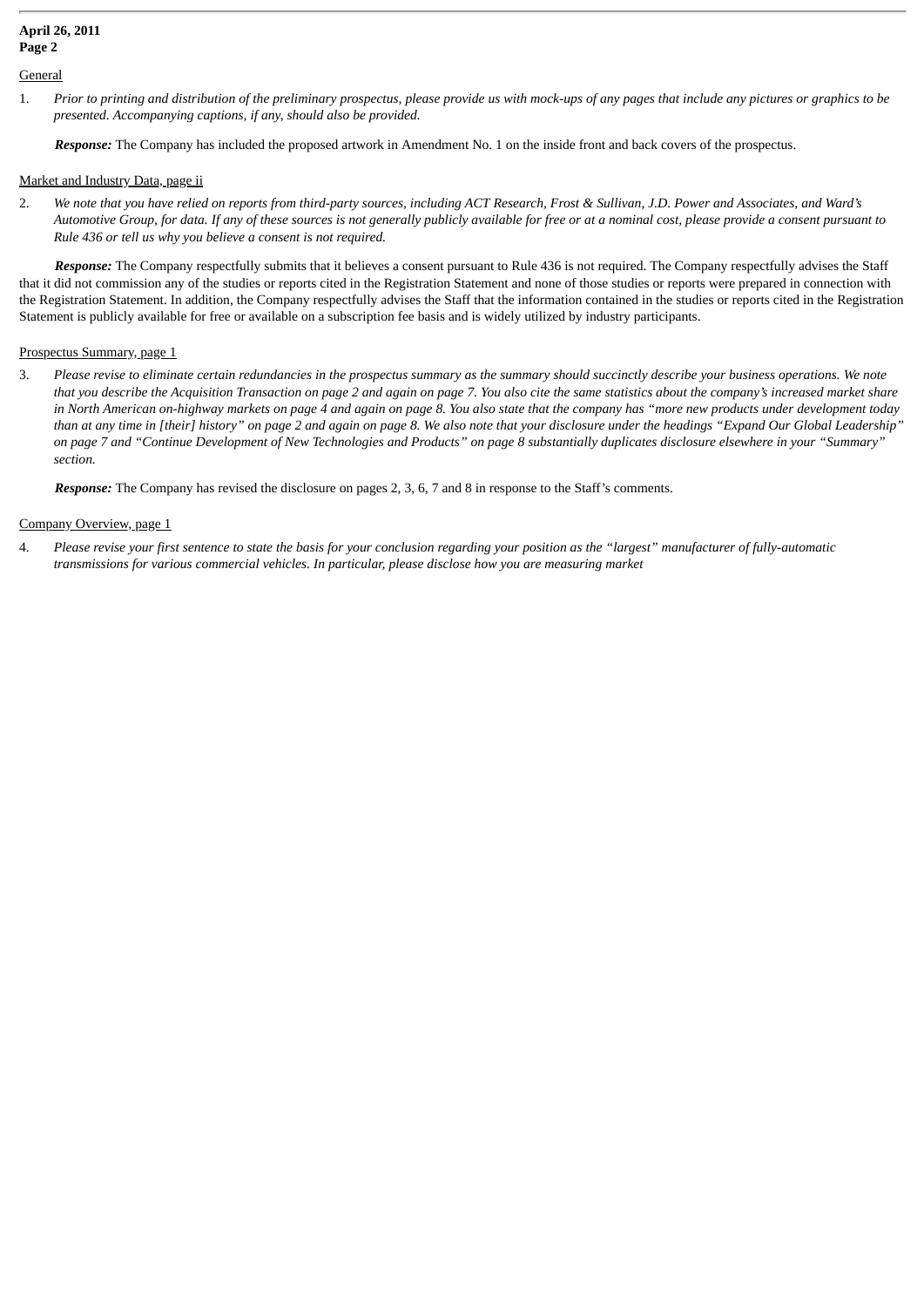General

1. *Prior to printing and distribution of the preliminary prospectus, please provide us with mock-ups of any pages that include any pictures or graphics to be presented. Accompanying captions, if any, should also be provided.*

   ***Response:*** The Company has included the proposed artwork in Amendment No. 1 on the inside front and back covers of the prospectus.

Market and Industry Data, page ii

2. *We note that you have relied on reports from third-party sources, including ACT Research, Frost & Sullivan, J.D. Power and Associates, and Ward's Automotive Group, for data. If any of these sources is not generally publicly available for free or at a nominal cost, please provide a consent pursuant to Rule 436 or tell us why you believe a consent is not required.*

   ***Response:*** The Company respectfully submits that it believes a consent pursuant to Rule 436 is not required. The Company respectfully advises the Staff that it did not commission any of the studies or reports cited in the Registration Statement and none of those studies or reports were prepared in connection with the Registration Statement. In addition, the Company respectfully advises the Staff that the information contained in the studies or reports cited in the Registration Statement is publicly available for free or available on a subscription fee basis and is widely utilized by industry participants.

Prospectus Summary, page 1

3. *Please revise to eliminate certain redundancies in the prospectus summary as the summary should succinctly describe your business operations. We note that you describe the Acquisition Transaction on page 2 and again on page 7. You also cite the same statistics about the company's increased market share in North American on-highway markets on page 4 and again on page 8. You also state that the company has "more new products under development today than at any time in [their] history" on page 2 and again on page 8. We also note that your disclosure under the headings "Expand Our Global Leadership" on page 7 and "Continue Development of New Technologies and Products" on page 8 substantially duplicates disclosure elsewhere in your "Summary" section.*

   ***Response:*** The Company has revised the disclosure on pages 2, 3, 6, 7 and 8 in response to the Staff's comments.

Company Overview, page 1

4. *Please revise your first sentence to state the basis for your conclusion regarding your position as the "largest" manufacturer of fully-automatic transmissions for various commercial vehicles. In particular, please disclose how you are measuring market*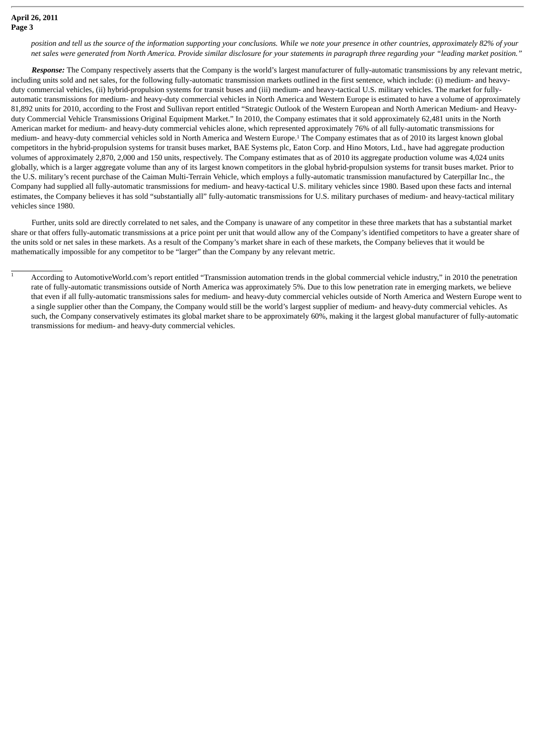*position and tell us the source of the information supporting your conclusions. While we note your presence in other countries, approximately 82% of your net sales were generated from North America. Provide similar disclosure for your statements in paragraph three regarding your "leading market position."*

***Response:*** The Company respectively asserts that the Company is the world's largest manufacturer of fully-automatic transmissions by any relevant metric, including units sold and net sales, for the following fully-automatic transmission markets outlined in the first sentence, which include: (i) medium- and heavy-duty commercial vehicles, (ii) hybrid-propulsion systems for transit buses and (iii) medium- and heavy-tactical U.S. military vehicles. The market for fully-automatic transmissions for medium- and heavy-duty commercial vehicles in North America and Western Europe is estimated to have a volume of approximately 81,892 units for 2010, according to the Frost and Sullivan report entitled "Strategic Outlook of the Western European and North American Medium- and Heavy-duty Commercial Vehicle Transmissions Original Equipment Market." In 2010, the Company estimates that it sold approximately 62,481 units in the North American market for medium- and heavy-duty commercial vehicles alone, which represented approximately 76% of all fully-automatic transmissions for medium- and heavy-duty commercial vehicles sold in North America and Western Europe.[1] The Company estimates that as of 2010 its largest known global competitors in the hybrid-propulsion systems for transit buses market, BAE Systems plc, Eaton Corp. and Hino Motors, Ltd., have had aggregate production volumes of approximately 2,870, 2,000 and 150 units, respectively. The Company estimates that as of 2010 its aggregate production volume was 4,024 units globally, which is a larger aggregate volume than any of its largest known competitors in the global hybrid-propulsion systems for transit buses market. Prior to the U.S. military's recent purchase of the Caiman Multi-Terrain Vehicle, which employs a fully-automatic transmission manufactured by Caterpillar Inc., the Company had supplied all fully-automatic transmissions for medium- and heavy-tactical U.S. military vehicles since 1980. Based upon these facts and internal estimates, the Company believes it has sold "substantially all" fully-automatic transmissions for U.S. military purchases of medium- and heavy-tactical military vehicles since 1980.

Further, units sold are directly correlated to net sales, and the Company is unaware of any competitor in these three markets that has a substantial market share or that offers fully-automatic transmissions at a price point per unit that would allow any of the Company's identified competitors to have a greater share of the units sold or net sales in these markets. As a result of the Company's market share in each of these markets, the Company believes that it would be mathematically impossible for any competitor to be "larger" than the Company by any relevant metric.

[1] According to AutomotiveWorld.com's report entitled "Transmission automation trends in the global commercial vehicle industry," in 2010 the penetration rate of fully-automatic transmissions outside of North America was approximately 5%. Due to this low penetration rate in emerging markets, we believe that even if all fully-automatic transmissions sales for medium- and heavy-duty commercial vehicles outside of North America and Western Europe went to a single supplier other than the Company, the Company would still be the world's largest supplier of medium- and heavy-duty commercial vehicles. As such, the Company conservatively estimates its global market share to be approximately 60%, making it the largest global manufacturer of fully-automatic transmissions for medium- and heavy-duty commercial vehicles.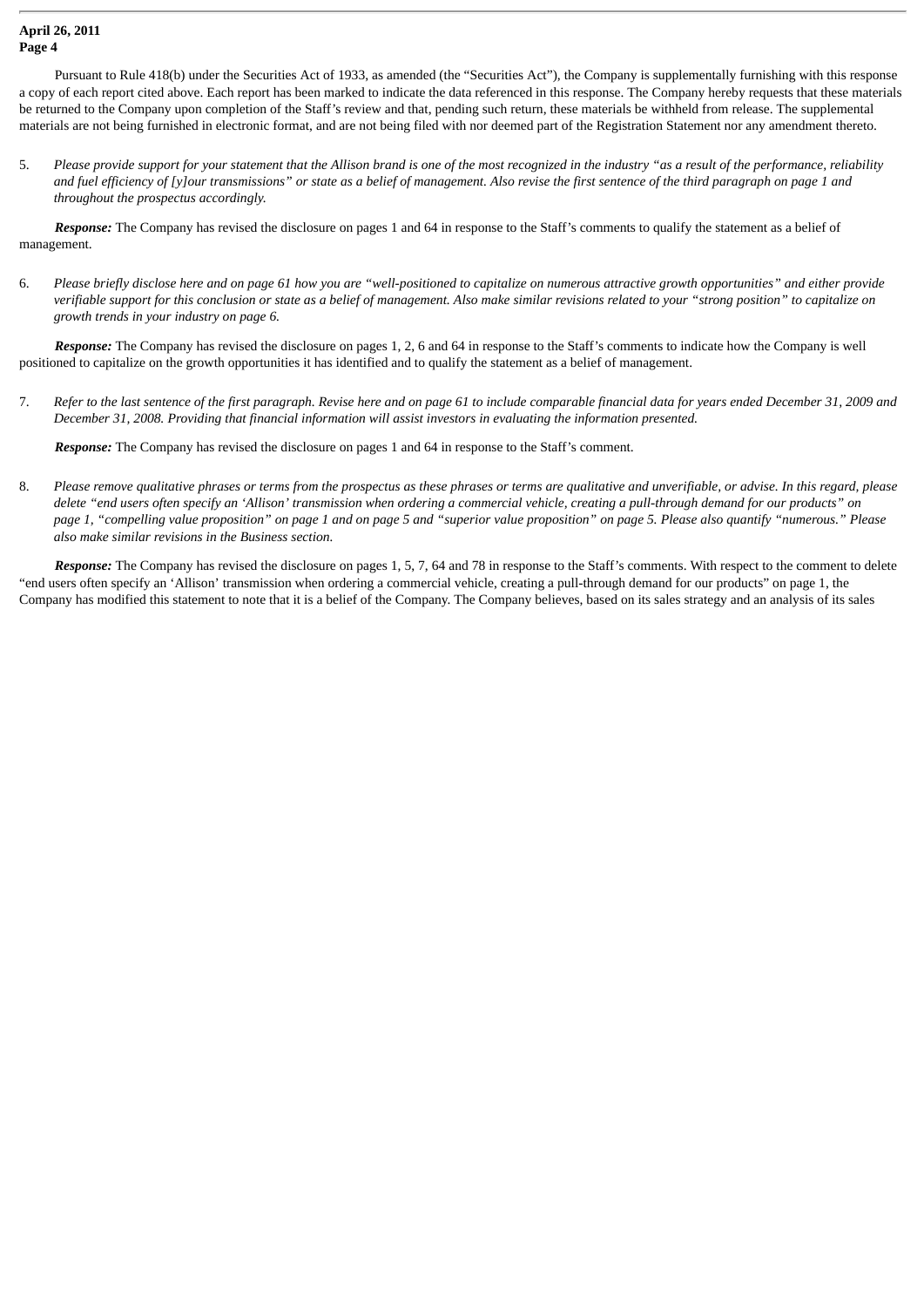Pursuant to Rule 418(b) under the Securities Act of 1933, as amended (the "Securities Act"), the Company is supplementally furnishing with this response a copy of each report cited above. Each report has been marked to indicate the data referenced in this response. The Company hereby requests that these materials be returned to the Company upon completion of the Staff's review and that, pending such return, these materials be withheld from release. The supplemental materials are not being furnished in electronic format, and are not being filed with nor deemed part of the Registration Statement nor any amendment thereto.

5. *Please provide support for your statement that the Allison brand is one of the most recognized in the industry "as a result of the performance, reliability and fuel efficiency of [y]our transmissions" or state as a belief of management. Also revise the first sentence of the third paragraph on page 1 and throughout the prospectus accordingly.*

***Response:*** The Company has revised the disclosure on pages 1 and 64 in response to the Staff's comments to qualify the statement as a belief of management.

6. *Please briefly disclose here and on page 61 how you are "well-positioned to capitalize on numerous attractive growth opportunities" and either provide verifiable support for this conclusion or state as a belief of management. Also make similar revisions related to your "strong position" to capitalize on growth trends in your industry on page 6.*

***Response:*** The Company has revised the disclosure on pages 1, 2, 6 and 64 in response to the Staff's comments to indicate how the Company is well positioned to capitalize on the growth opportunities it has identified and to qualify the statement as a belief of management.

7. *Refer to the last sentence of the first paragraph. Revise here and on page 61 to include comparable financial data for years ended December 31, 2009 and December 31, 2008. Providing that financial information will assist investors in evaluating the information presented.*

***Response:*** The Company has revised the disclosure on pages 1 and 64 in response to the Staff's comment.

8. *Please remove qualitative phrases or terms from the prospectus as these phrases or terms are qualitative and unverifiable, or advise. In this regard, please delete "end users often specify an 'Allison' transmission when ordering a commercial vehicle, creating a pull-through demand for our products" on page 1, "compelling value proposition" on page 1 and on page 5 and "superior value proposition" on page 5. Please also quantify "numerous." Please also make similar revisions in the Business section.*

***Response:*** The Company has revised the disclosure on pages 1, 5, 7, 64 and 78 in response to the Staff's comments. With respect to the comment to delete "end users often specify an 'Allison' transmission when ordering a commercial vehicle, creating a pull-through demand for our products" on page 1, the Company has modified this statement to note that it is a belief of the Company. The Company believes, based on its sales strategy and an analysis of its sales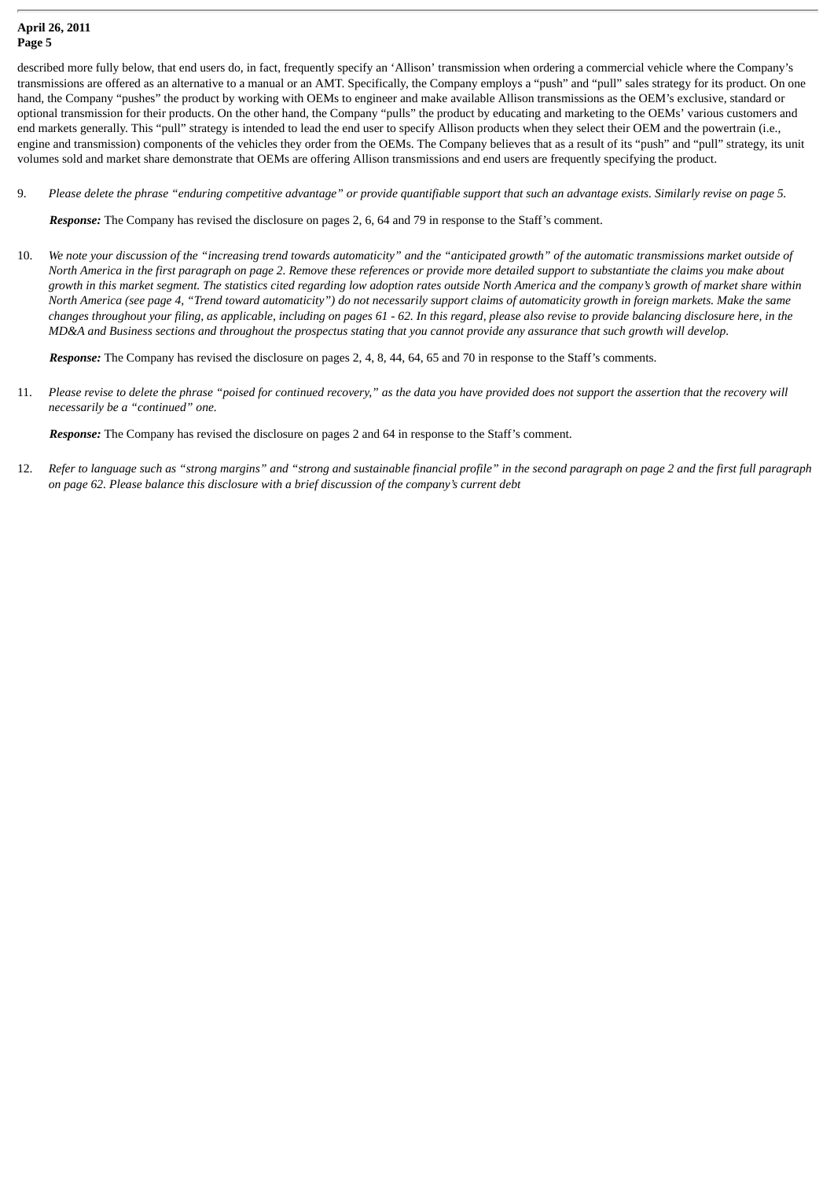described more fully below, that end users do, in fact, frequently specify an 'Allison' transmission when ordering a commercial vehicle where the Company's transmissions are offered as an alternative to a manual or an AMT. Specifically, the Company employs a "push" and "pull" sales strategy for its product. On one hand, the Company "pushes" the product by working with OEMs to engineer and make available Allison transmissions as the OEM's exclusive, standard or optional transmission for their products. On the other hand, the Company "pulls" the product by educating and marketing to the OEMs' various customers and end markets generally. This "pull" strategy is intended to lead the end user to specify Allison products when they select their OEM and the powertrain (i.e., engine and transmission) components of the vehicles they order from the OEMs. The Company believes that as a result of its "push" and "pull" strategy, its unit volumes sold and market share demonstrate that OEMs are offering Allison transmissions and end users are frequently specifying the product.

9. *Please delete the phrase "enduring competitive advantage" or provide quantifiable support that such an advantage exists. Similarly revise on page 5.*

   ***Response:*** The Company has revised the disclosure on pages 2, 6, 64 and 79 in response to the Staff's comment.

10. *We note your discussion of the "increasing trend towards automaticity" and the "anticipated growth" of the automatic transmissions market outside of North America in the first paragraph on page 2. Remove these references or provide more detailed support to substantiate the claims you make about growth in this market segment. The statistics cited regarding low adoption rates outside North America and the company's growth of market share within North America (see page 4, "Trend toward automaticity") do not necessarily support claims of automaticity growth in foreign markets. Make the same changes throughout your filing, as applicable, including on pages 61 - 62. In this regard, please also revise to provide balancing disclosure here, in the MD&A and Business sections and throughout the prospectus stating that you cannot provide any assurance that such growth will develop.*

    ***Response:*** The Company has revised the disclosure on pages 2, 4, 8, 44, 64, 65 and 70 in response to the Staff's comments.

11. *Please revise to delete the phrase "poised for continued recovery," as the data you have provided does not support the assertion that the recovery will necessarily be a "continued" one.*

    ***Response:*** The Company has revised the disclosure on pages 2 and 64 in response to the Staff's comment.

12. *Refer to language such as "strong margins" and "strong and sustainable financial profile" in the second paragraph on page 2 and the first full paragraph on page 62. Please balance this disclosure with a brief discussion of the company's current debt*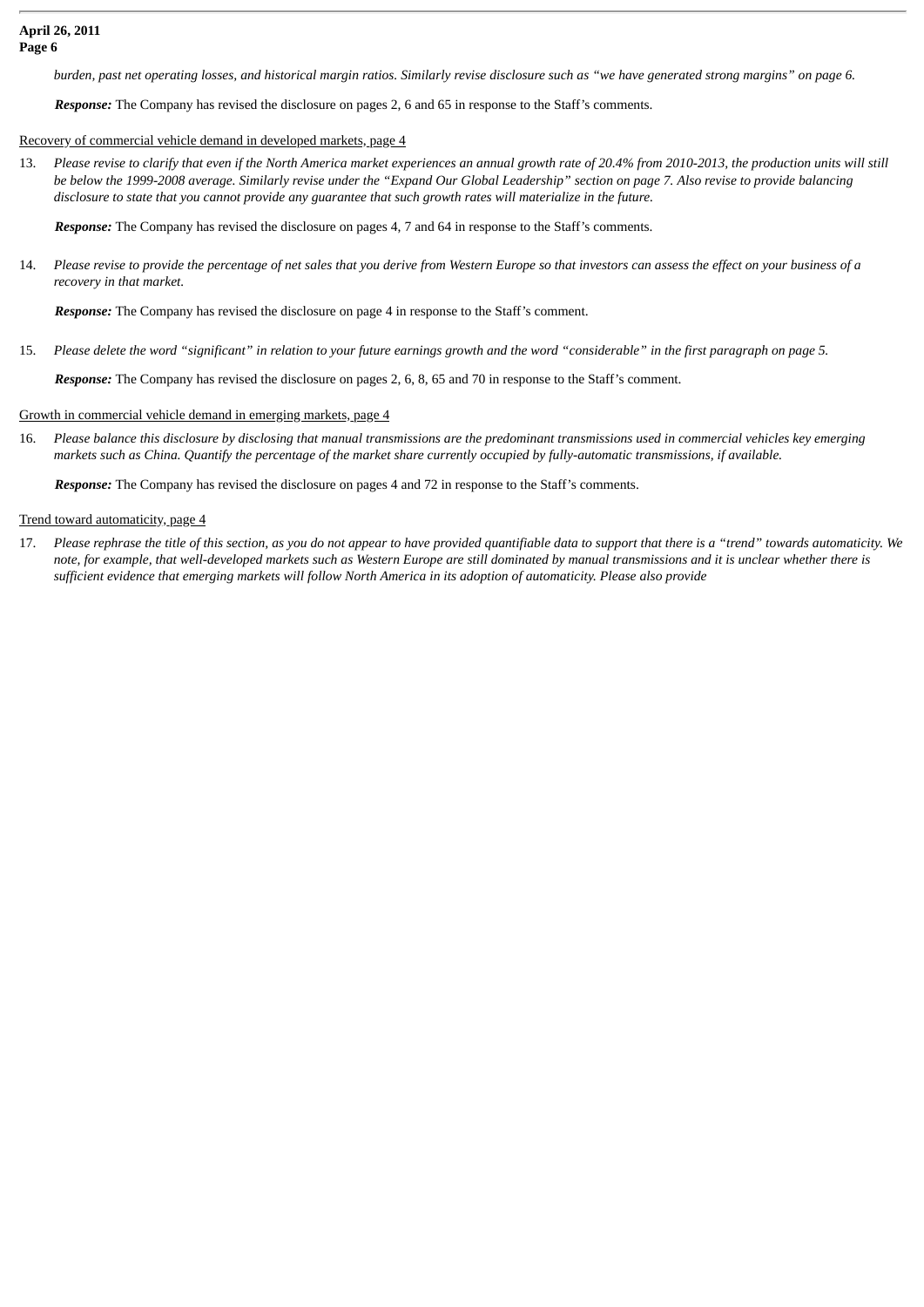*burden, past net operating losses, and historical margin ratios. Similarly revise disclosure such as "we have generated strong margins" on page 6.*

***Response:*** The Company has revised the disclosure on pages 2, 6 and 65 in response to the Staff's comments.

<u>Recovery of commercial vehicle demand in developed markets, page 4</u>

13. *Please revise to clarify that even if the North America market experiences an annual growth rate of 20.4% from 2010-2013, the production units will still be below the 1999-2008 average. Similarly revise under the "Expand Our Global Leadership" section on page 7. Also revise to provide balancing disclosure to state that you cannot provide any guarantee that such growth rates will materialize in the future.*

    ***Response:*** The Company has revised the disclosure on pages 4, 7 and 64 in response to the Staff's comments.

14. *Please revise to provide the percentage of net sales that you derive from Western Europe so that investors can assess the effect on your business of a recovery in that market.*

    ***Response:*** The Company has revised the disclosure on page 4 in response to the Staff's comment.

15. *Please delete the word "significant" in relation to your future earnings growth and the word "considerable" in the first paragraph on page 5.*

    ***Response:*** The Company has revised the disclosure on pages 2, 6, 8, 65 and 70 in response to the Staff's comment.

<u>Growth in commercial vehicle demand in emerging markets, page 4</u>

16. *Please balance this disclosure by disclosing that manual transmissions are the predominant transmissions used in commercial vehicles key emerging markets such as China. Quantify the percentage of the market share currently occupied by fully-automatic transmissions, if available.*

    ***Response:*** The Company has revised the disclosure on pages 4 and 72 in response to the Staff's comments.

<u>Trend toward automaticity, page 4</u>

17. *Please rephrase the title of this section, as you do not appear to have provided quantifiable data to support that there is a "trend" towards automaticity. We note, for example, that well-developed markets such as Western Europe are still dominated by manual transmissions and it is unclear whether there is sufficient evidence that emerging markets will follow North America in its adoption of automaticity. Please also provide*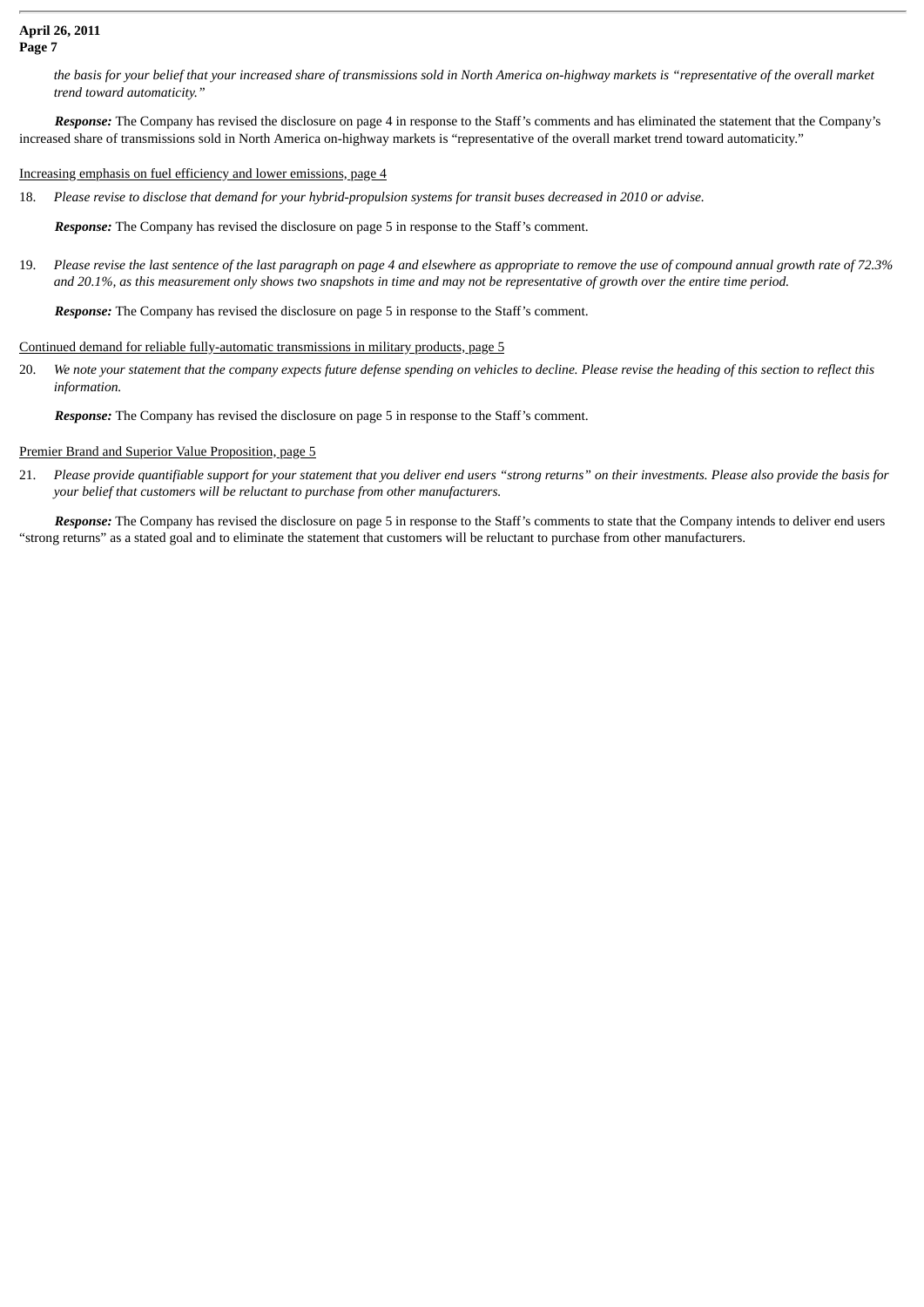*the basis for your belief that your increased share of transmissions sold in North America on-highway markets is "representative of the overall market trend toward automaticity."*

***Response:*** The Company has revised the disclosure on page 4 in response to the Staff's comments and has eliminated the statement that the Company's increased share of transmissions sold in North America on-highway markets is "representative of the overall market trend toward automaticity."

Increasing emphasis on fuel efficiency and lower emissions, page 4

18. *Please revise to disclose that demand for your hybrid-propulsion systems for transit buses decreased in 2010 or advise.*

***Response:*** The Company has revised the disclosure on page 5 in response to the Staff's comment.

19. *Please revise the last sentence of the last paragraph on page 4 and elsewhere as appropriate to remove the use of compound annual growth rate of 72.3% and 20.1%, as this measurement only shows two snapshots in time and may not be representative of growth over the entire time period.*

***Response:*** The Company has revised the disclosure on page 5 in response to the Staff's comment.

Continued demand for reliable fully-automatic transmissions in military products, page 5

20. *We note your statement that the company expects future defense spending on vehicles to decline. Please revise the heading of this section to reflect this information.*

***Response:*** The Company has revised the disclosure on page 5 in response to the Staff's comment.

Premier Brand and Superior Value Proposition, page 5

21. *Please provide quantifiable support for your statement that you deliver end users "strong returns" on their investments. Please also provide the basis for your belief that customers will be reluctant to purchase from other manufacturers.*

***Response:*** The Company has revised the disclosure on page 5 in response to the Staff's comments to state that the Company intends to deliver end users "strong returns" as a stated goal and to eliminate the statement that customers will be reluctant to purchase from other manufacturers.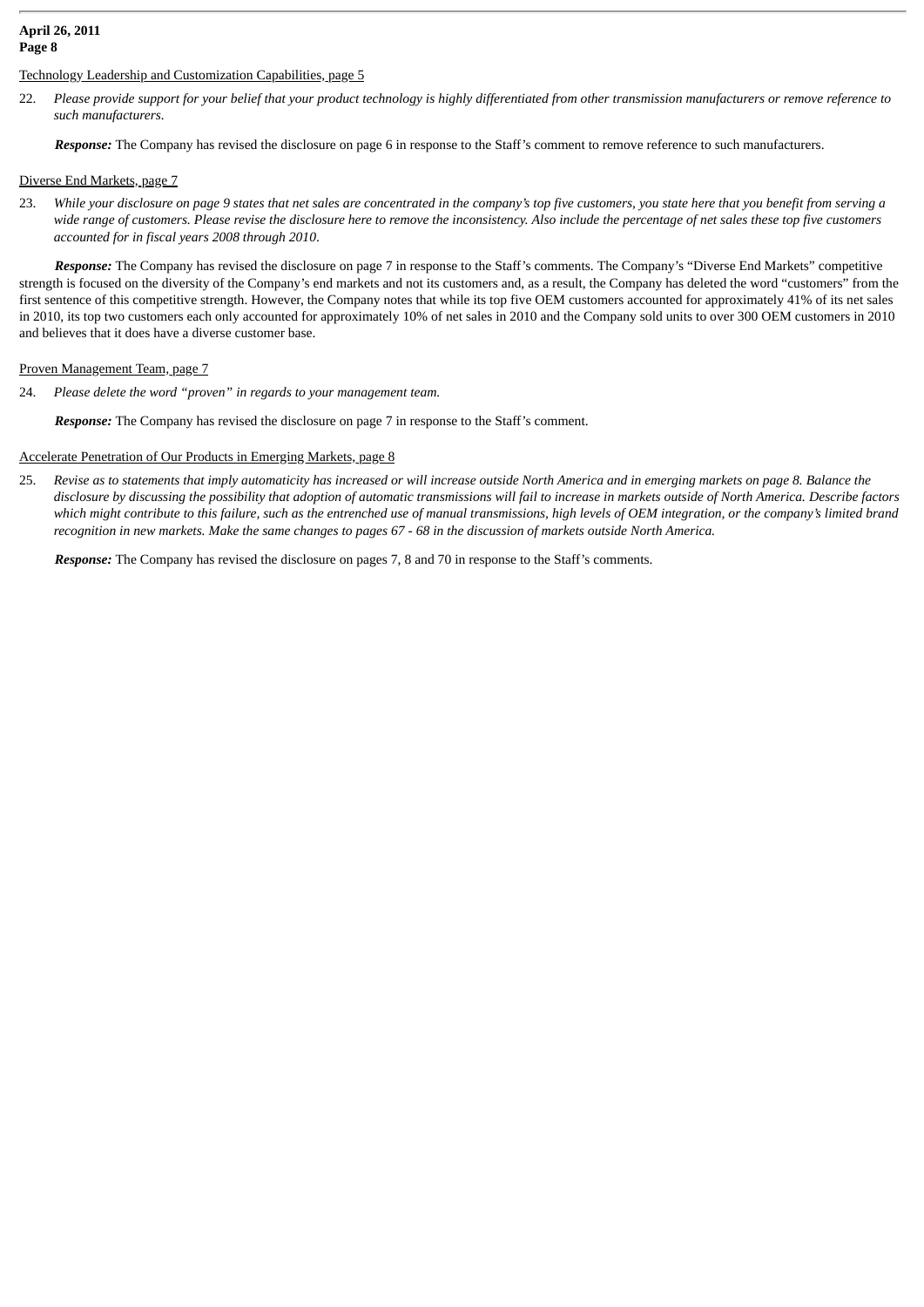Technology Leadership and Customization Capabilities, page 5

22. *Please provide support for your belief that your product technology is highly differentiated from other transmission manufacturers or remove reference to such manufacturers.*

***Response:*** The Company has revised the disclosure on page 6 in response to the Staff's comment to remove reference to such manufacturers.

Diverse End Markets, page 7

23. *While your disclosure on page 9 states that net sales are concentrated in the company's top five customers, you state here that you benefit from serving a wide range of customers. Please revise the disclosure here to remove the inconsistency. Also include the percentage of net sales these top five customers accounted for in fiscal years 2008 through 2010.*

***Response:*** The Company has revised the disclosure on page 7 in response to the Staff's comments. The Company's "Diverse End Markets" competitive strength is focused on the diversity of the Company's end markets and not its customers and, as a result, the Company has deleted the word "customers" from the first sentence of this competitive strength. However, the Company notes that while its top five OEM customers accounted for approximately 41% of its net sales in 2010, its top two customers each only accounted for approximately 10% of net sales in 2010 and the Company sold units to over 300 OEM customers in 2010 and believes that it does have a diverse customer base.

Proven Management Team, page 7

24. *Please delete the word "proven" in regards to your management team.*

***Response:*** The Company has revised the disclosure on page 7 in response to the Staff's comment.

Accelerate Penetration of Our Products in Emerging Markets, page 8

25. *Revise as to statements that imply automaticity has increased or will increase outside North America and in emerging markets on page 8. Balance the disclosure by discussing the possibility that adoption of automatic transmissions will fail to increase in markets outside of North America. Describe factors which might contribute to this failure, such as the entrenched use of manual transmissions, high levels of OEM integration, or the company's limited brand recognition in new markets. Make the same changes to pages 67 - 68 in the discussion of markets outside North America.*

***Response:*** The Company has revised the disclosure on pages 7, 8 and 70 in response to the Staff's comments.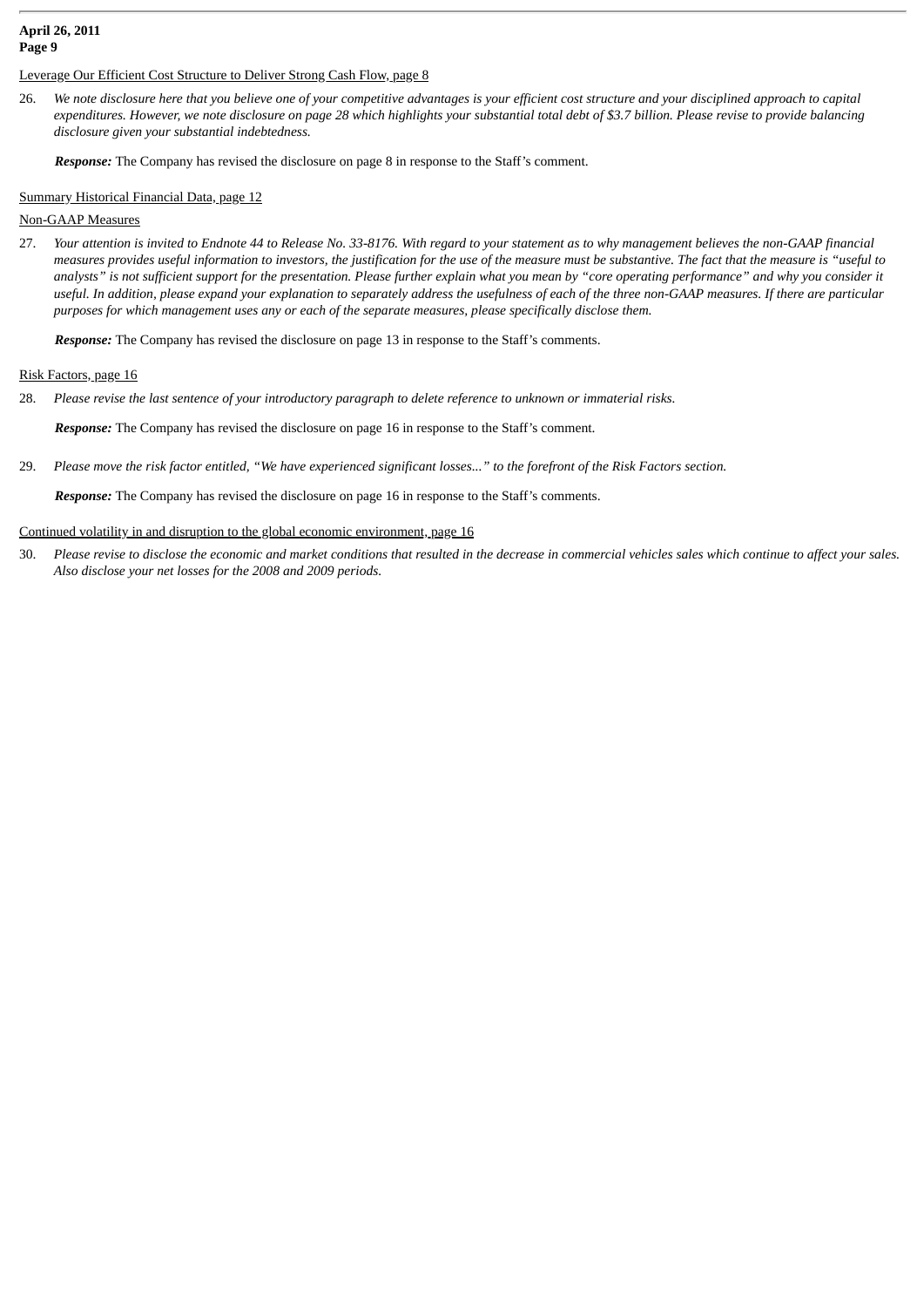Leverage Our Efficient Cost Structure to Deliver Strong Cash Flow, page 8

26. *We note disclosure here that you believe one of your competitive advantages is your efficient cost structure and your disciplined approach to capital expenditures. However, we note disclosure on page 28 which highlights your substantial total debt of $3.7 billion. Please revise to provide balancing disclosure given your substantial indebtedness.*

    ***Response:*** The Company has revised the disclosure on page 8 in response to the Staff's comment.

Summary Historical Financial Data, page 12

Non-GAAP Measures

27. *Your attention is invited to Endnote 44 to Release No. 33-8176. With regard to your statement as to why management believes the non-GAAP financial measures provides useful information to investors, the justification for the use of the measure must be substantive. The fact that the measure is "useful to analysts" is not sufficient support for the presentation. Please further explain what you mean by "core operating performance" and why you consider it useful. In addition, please expand your explanation to separately address the usefulness of each of the three non-GAAP measures. If there are particular purposes for which management uses any or each of the separate measures, please specifically disclose them.*

    ***Response:*** The Company has revised the disclosure on page 13 in response to the Staff's comments.

Risk Factors, page 16

28. *Please revise the last sentence of your introductory paragraph to delete reference to unknown or immaterial risks.*

    ***Response:*** The Company has revised the disclosure on page 16 in response to the Staff's comment.

29. *Please move the risk factor entitled, "We have experienced significant losses..." to the forefront of the Risk Factors section.*

    ***Response:*** The Company has revised the disclosure on page 16 in response to the Staff's comments.

Continued volatility in and disruption to the global economic environment, page 16

30. *Please revise to disclose the economic and market conditions that resulted in the decrease in commercial vehicles sales which continue to affect your sales. Also disclose your net losses for the 2008 and 2009 periods.*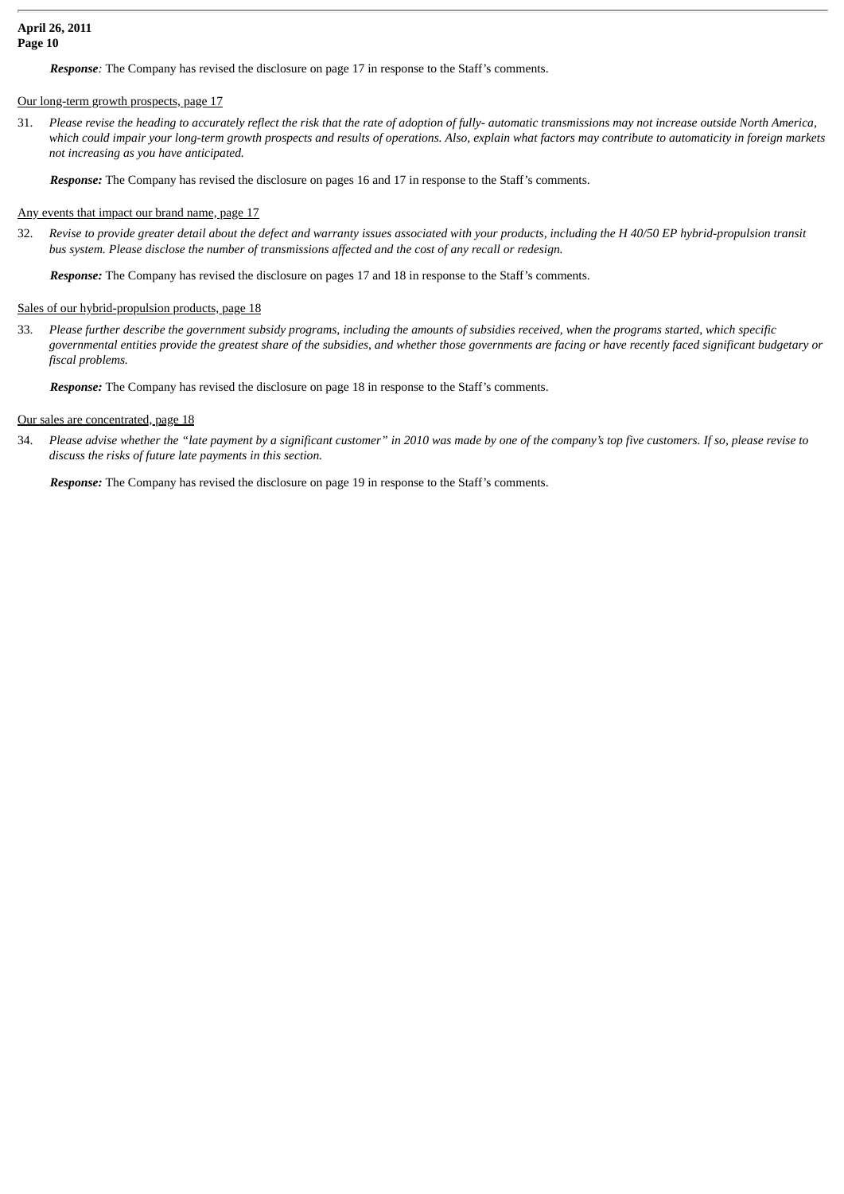***Response:*** The Company has revised the disclosure on page 17 in response to the Staff's comments.

<u>Our long-term growth prospects, page 17</u>

31. *Please revise the heading to accurately reflect the risk that the rate of adoption of fully- automatic transmissions may not increase outside North America, which could impair your long-term growth prospects and results of operations. Also, explain what factors may contribute to automaticity in foreign markets not increasing as you have anticipated.*

***Response:*** The Company has revised the disclosure on pages 16 and 17 in response to the Staff's comments.

<u>Any events that impact our brand name, page 17</u>

32. *Revise to provide greater detail about the defect and warranty issues associated with your products, including the H 40/50 EP hybrid-propulsion transit bus system. Please disclose the number of transmissions affected and the cost of any recall or redesign.*

***Response:*** The Company has revised the disclosure on pages 17 and 18 in response to the Staff's comments.

<u>Sales of our hybrid-propulsion products, page 18</u>

33. *Please further describe the government subsidy programs, including the amounts of subsidies received, when the programs started, which specific governmental entities provide the greatest share of the subsidies, and whether those governments are facing or have recently faced significant budgetary or fiscal problems.*

***Response:*** The Company has revised the disclosure on page 18 in response to the Staff's comments.

<u>Our sales are concentrated, page 18</u>

34. *Please advise whether the "late payment by a significant customer" in 2010 was made by one of the company's top five customers. If so, please revise to discuss the risks of future late payments in this section.*

***Response:*** The Company has revised the disclosure on page 19 in response to the Staff's comments.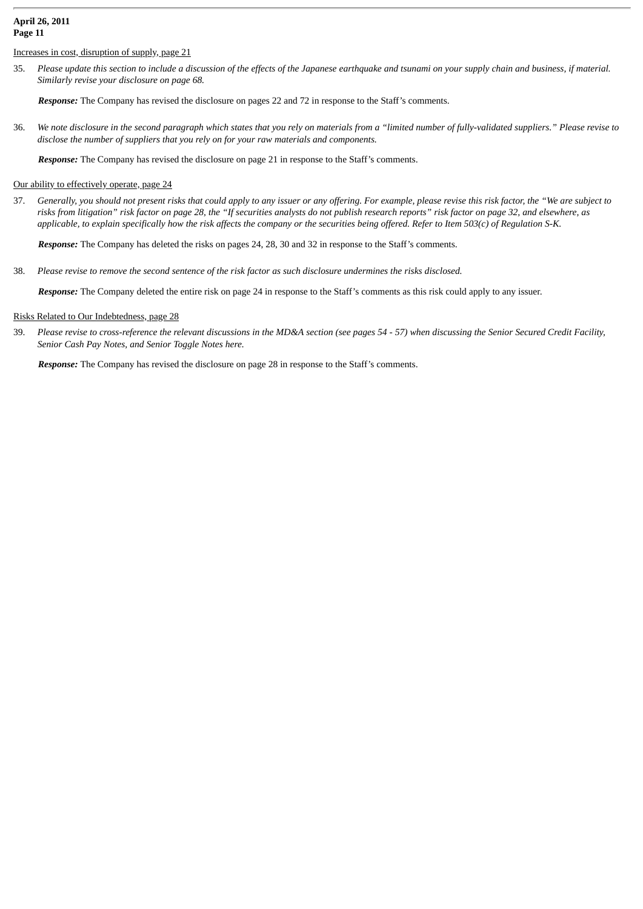Increases in cost, disruption of supply, page 21

35. *Please update this section to include a discussion of the effects of the Japanese earthquake and tsunami on your supply chain and business, if material. Similarly revise your disclosure on page 68.*

    ***Response:*** The Company has revised the disclosure on pages 22 and 72 in response to the Staff's comments.

36. *We note disclosure in the second paragraph which states that you rely on materials from a "limited number of fully-validated suppliers." Please revise to disclose the number of suppliers that you rely on for your raw materials and components.*

    ***Response:*** The Company has revised the disclosure on page 21 in response to the Staff's comments.

Our ability to effectively operate, page 24

37. *Generally, you should not present risks that could apply to any issuer or any offering. For example, please revise this risk factor, the "We are subject to risks from litigation" risk factor on page 28, the "If securities analysts do not publish research reports" risk factor on page 32, and elsewhere, as applicable, to explain specifically how the risk affects the company or the securities being offered. Refer to Item 503(c) of Regulation S-K.*

    ***Response:*** The Company has deleted the risks on pages 24, 28, 30 and 32 in response to the Staff's comments.

38. *Please revise to remove the second sentence of the risk factor as such disclosure undermines the risks disclosed.*

    ***Response:*** The Company deleted the entire risk on page 24 in response to the Staff's comments as this risk could apply to any issuer.

Risks Related to Our Indebtedness, page 28

39. *Please revise to cross-reference the relevant discussions in the MD&A section (see pages 54 - 57) when discussing the Senior Secured Credit Facility, Senior Cash Pay Notes, and Senior Toggle Notes here.*

    ***Response:*** The Company has revised the disclosure on page 28 in response to the Staff's comments.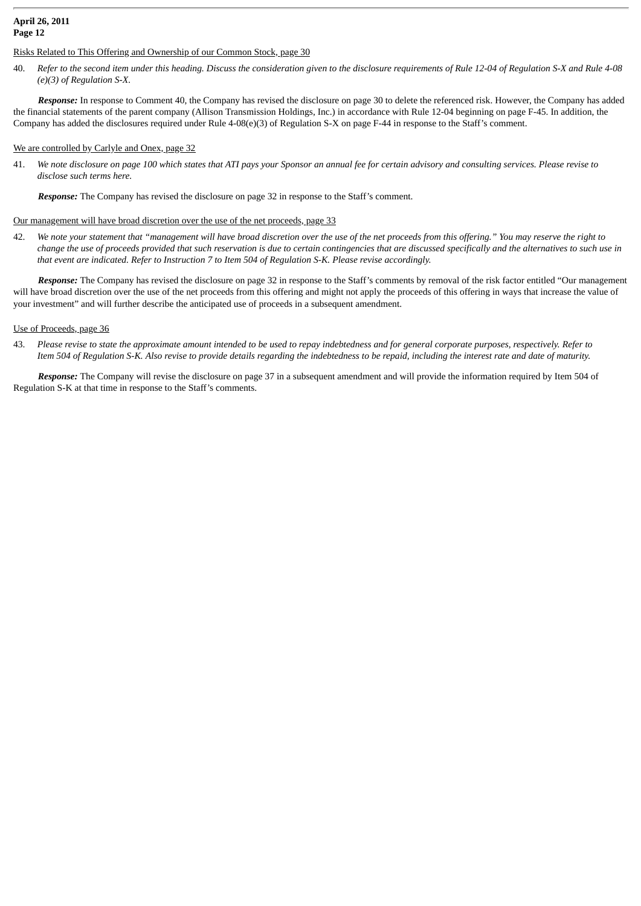Risks Related to This Offering and Ownership of our Common Stock, page 30

40. *Refer to the second item under this heading. Discuss the consideration given to the disclosure requirements of Rule 12-04 of Regulation S-X and Rule 4-08 (e)(3) of Regulation S-X.*

***Response:*** In response to Comment 40, the Company has revised the disclosure on page 30 to delete the referenced risk. However, the Company has added the financial statements of the parent company (Allison Transmission Holdings, Inc.) in accordance with Rule 12-04 beginning on page F-45. In addition, the Company has added the disclosures required under Rule 4-08(e)(3) of Regulation S-X on page F-44 in response to the Staff's comment.

We are controlled by Carlyle and Onex, page 32

41. *We note disclosure on page 100 which states that ATI pays your Sponsor an annual fee for certain advisory and consulting services. Please revise to disclose such terms here.*

***Response:*** The Company has revised the disclosure on page 32 in response to the Staff's comment.

Our management will have broad discretion over the use of the net proceeds, page 33

42. *We note your statement that "management will have broad discretion over the use of the net proceeds from this offering." You may reserve the right to change the use of proceeds provided that such reservation is due to certain contingencies that are discussed specifically and the alternatives to such use in that event are indicated. Refer to Instruction 7 to Item 504 of Regulation S-K. Please revise accordingly.*

***Response:*** The Company has revised the disclosure on page 32 in response to the Staff's comments by removal of the risk factor entitled "Our management will have broad discretion over the use of the net proceeds from this offering and might not apply the proceeds of this offering in ways that increase the value of your investment" and will further describe the anticipated use of proceeds in a subsequent amendment.

Use of Proceeds, page 36

43. *Please revise to state the approximate amount intended to be used to repay indebtedness and for general corporate purposes, respectively. Refer to Item 504 of Regulation S-K. Also revise to provide details regarding the indebtedness to be repaid, including the interest rate and date of maturity.*

***Response:*** The Company will revise the disclosure on page 37 in a subsequent amendment and will provide the information required by Item 504 of Regulation S-K at that time in response to the Staff's comments.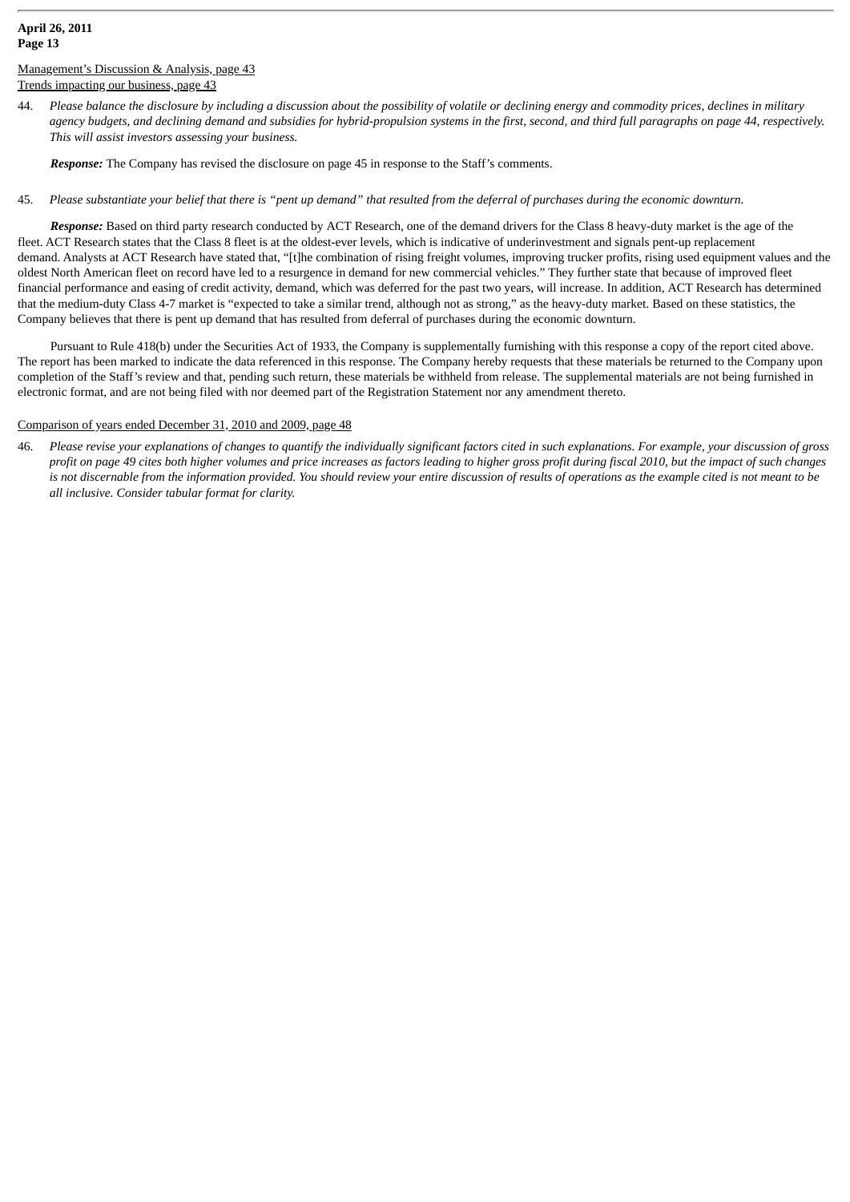Management's Discussion & Analysis, page 43
Trends impacting our business, page 43

44. *Please balance the disclosure by including a discussion about the possibility of volatile or declining energy and commodity prices, declines in military agency budgets, and declining demand and subsidies for hybrid-propulsion systems in the first, second, and third full paragraphs on page 44, respectively. This will assist investors assessing your business.*

***Response:*** The Company has revised the disclosure on page 45 in response to the Staff's comments.

45. *Please substantiate your belief that there is "pent up demand" that resulted from the deferral of purchases during the economic downturn.*

***Response:*** Based on third party research conducted by ACT Research, one of the demand drivers for the Class 8 heavy-duty market is the age of the fleet. ACT Research states that the Class 8 fleet is at the oldest-ever levels, which is indicative of underinvestment and signals pent-up replacement demand. Analysts at ACT Research have stated that, "[t]he combination of rising freight volumes, improving trucker profits, rising used equipment values and the oldest North American fleet on record have led to a resurgence in demand for new commercial vehicles." They further state that because of improved fleet financial performance and easing of credit activity, demand, which was deferred for the past two years, will increase. In addition, ACT Research has determined that the medium-duty Class 4-7 market is "expected to take a similar trend, although not as strong," as the heavy-duty market. Based on these statistics, the Company believes that there is pent up demand that has resulted from deferral of purchases during the economic downturn.

Pursuant to Rule 418(b) under the Securities Act of 1933, the Company is supplementally furnishing with this response a copy of the report cited above. The report has been marked to indicate the data referenced in this response. The Company hereby requests that these materials be returned to the Company upon completion of the Staff's review and that, pending such return, these materials be withheld from release. The supplemental materials are not being furnished in electronic format, and are not being filed with nor deemed part of the Registration Statement nor any amendment thereto.

Comparison of years ended December 31, 2010 and 2009, page 48

46. *Please revise your explanations of changes to quantify the individually significant factors cited in such explanations. For example, your discussion of gross profit on page 49 cites both higher volumes and price increases as factors leading to higher gross profit during fiscal 2010, but the impact of such changes is not discernable from the information provided. You should review your entire discussion of results of operations as the example cited is not meant to be all inclusive. Consider tabular format for clarity.*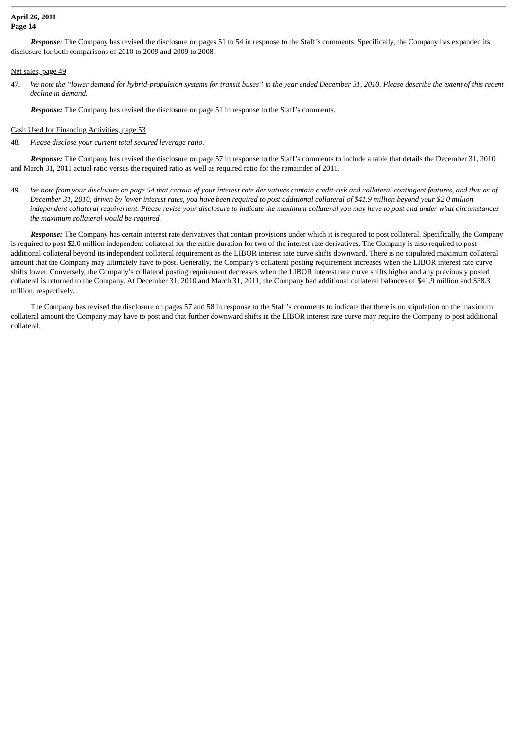***Response**:* The Company has revised the disclosure on pages 51 to 54 in response to the Staff's comments. Specifically, the Company has expanded its disclosure for both comparisons of 2010 to 2009 and 2009 to 2008.

Net sales, page 49

47. *We note the "lower demand for hybrid-propulsion systems for transit buses" in the year ended December 31, 2010. Please describe the extent of this recent decline in demand.*

***Response:*** The Company has revised the disclosure on page 51 in response to the Staff's comments.

Cash Used for Financing Activities, page 53

48. *Please disclose your current total secured leverage ratio.*

***Response:*** The Company has revised the disclosure on page 57 in response to the Staff's comments to include a table that details the December 31, 2010 and March 31, 2011 actual ratio versus the required ratio as well as required ratio for the remainder of 2011.

49. *We note from your disclosure on page 54 that certain of your interest rate derivatives contain credit-risk and collateral contingent features, and that as of December 31, 2010, driven by lower interest rates, you have been required to post additional collateral of $41.9 million beyond your $2.0 million independent collateral requirement. Please revise your disclosure to indicate the maximum collateral you may have to post and under what circumstances the maximum collateral would be required.*

***Response:*** The Company has certain interest rate derivatives that contain provisions under which it is required to post collateral. Specifically, the Company is required to post $2.0 million independent collateral for the entire duration for two of the interest rate derivatives. The Company is also required to post additional collateral beyond its independent collateral requirement as the LIBOR interest rate curve shifts downward. There is no stipulated maximum collateral amount that the Company may ultimately have to post. Generally, the Company's collateral posting requirement increases when the LIBOR interest rate curve shifts lower. Conversely, the Company's collateral posting requirement decreases when the LIBOR interest rate curve shifts higher and any previously posted collateral is returned to the Company. At December 31, 2010 and March 31, 2011, the Company had additional collateral balances of $41.9 million and $38.3 million, respectively.

The Company has revised the disclosure on pages 57 and 58 in response to the Staff's comments to indicate that there is no stipulation on the maximum collateral amount the Company may have to post and that further downward shifts in the LIBOR interest rate curve may require the Company to post additional collateral.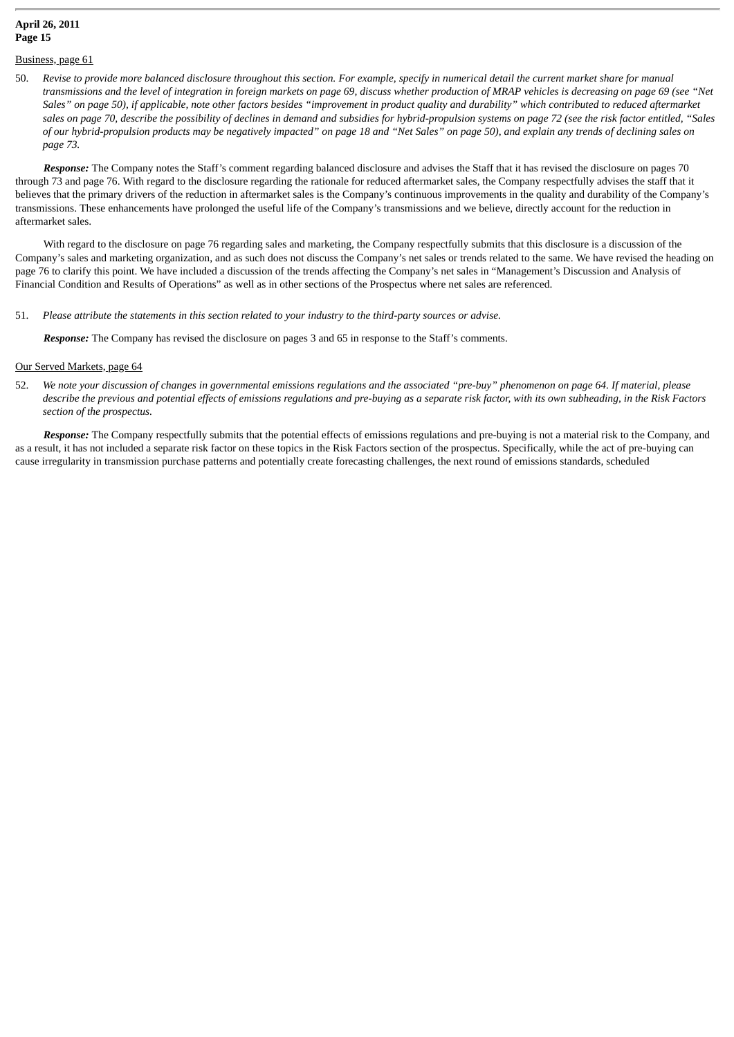Business, page 61

50. *Revise to provide more balanced disclosure throughout this section. For example, specify in numerical detail the current market share for manual transmissions and the level of integration in foreign markets on page 69, discuss whether production of MRAP vehicles is decreasing on page 69 (see "Net Sales" on page 50), if applicable, note other factors besides "improvement in product quality and durability" which contributed to reduced aftermarket sales on page 70, describe the possibility of declines in demand and subsidies for hybrid-propulsion systems on page 72 (see the risk factor entitled, "Sales of our hybrid-propulsion products may be negatively impacted" on page 18 and "Net Sales" on page 50), and explain any trends of declining sales on page 73.*

***Response:*** The Company notes the Staff's comment regarding balanced disclosure and advises the Staff that it has revised the disclosure on pages 70 through 73 and page 76. With regard to the disclosure regarding the rationale for reduced aftermarket sales, the Company respectfully advises the staff that it believes that the primary drivers of the reduction in aftermarket sales is the Company's continuous improvements in the quality and durability of the Company's transmissions. These enhancements have prolonged the useful life of the Company's transmissions and we believe, directly account for the reduction in aftermarket sales.

With regard to the disclosure on page 76 regarding sales and marketing, the Company respectfully submits that this disclosure is a discussion of the Company's sales and marketing organization, and as such does not discuss the Company's net sales or trends related to the same. We have revised the heading on page 76 to clarify this point. We have included a discussion of the trends affecting the Company's net sales in "Management's Discussion and Analysis of Financial Condition and Results of Operations" as well as in other sections of the Prospectus where net sales are referenced.

51. *Please attribute the statements in this section related to your industry to the third-party sources or advise.*

***Response:*** The Company has revised the disclosure on pages 3 and 65 in response to the Staff's comments.

Our Served Markets, page 64

52. *We note your discussion of changes in governmental emissions regulations and the associated "pre-buy" phenomenon on page 64. If material, please describe the previous and potential effects of emissions regulations and pre-buying as a separate risk factor, with its own subheading, in the Risk Factors section of the prospectus.*

***Response:*** The Company respectfully submits that the potential effects of emissions regulations and pre-buying is not a material risk to the Company, and as a result, it has not included a separate risk factor on these topics in the Risk Factors section of the prospectus. Specifically, while the act of pre-buying can cause irregularity in transmission purchase patterns and potentially create forecasting challenges, the next round of emissions standards, scheduled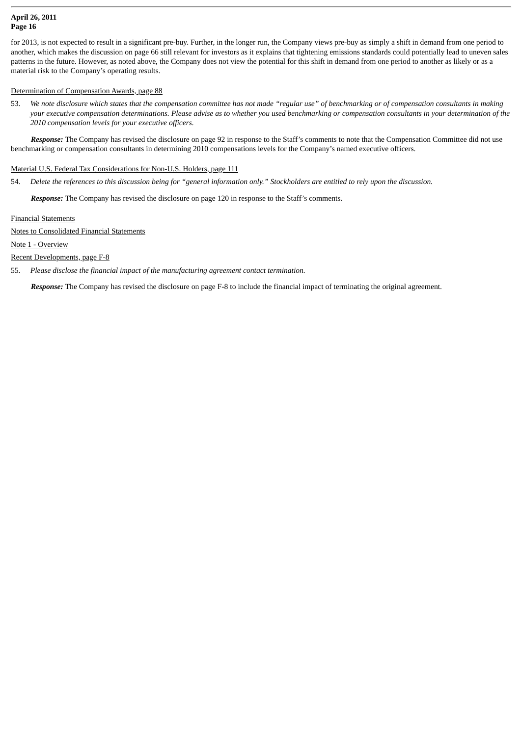for 2013, is not expected to result in a significant pre-buy. Further, in the longer run, the Company views pre-buy as simply a shift in demand from one period to another, which makes the discussion on page 66 still relevant for investors as it explains that tightening emissions standards could potentially lead to uneven sales patterns in the future. However, as noted above, the Company does not view the potential for this shift in demand from one period to another as likely or as a material risk to the Company's operating results.

Determination of Compensation Awards, page 88

53. *We note disclosure which states that the compensation committee has not made "regular use" of benchmarking or of compensation consultants in making your executive compensation determinations. Please advise as to whether you used benchmarking or compensation consultants in your determination of the 2010 compensation levels for your executive officers.*

***Response:*** The Company has revised the disclosure on page 92 in response to the Staff's comments to note that the Compensation Committee did not use benchmarking or compensation consultants in determining 2010 compensations levels for the Company's named executive officers.

Material U.S. Federal Tax Considerations for Non-U.S. Holders, page 111

54. *Delete the references to this discussion being for "general information only." Stockholders are entitled to rely upon the discussion.*

***Response:*** The Company has revised the disclosure on page 120 in response to the Staff's comments.

Financial Statements

Notes to Consolidated Financial Statements

Note 1 - Overview

Recent Developments, page F-8

55. *Please disclose the financial impact of the manufacturing agreement contact termination.*

***Response:*** The Company has revised the disclosure on page F-8 to include the financial impact of terminating the original agreement.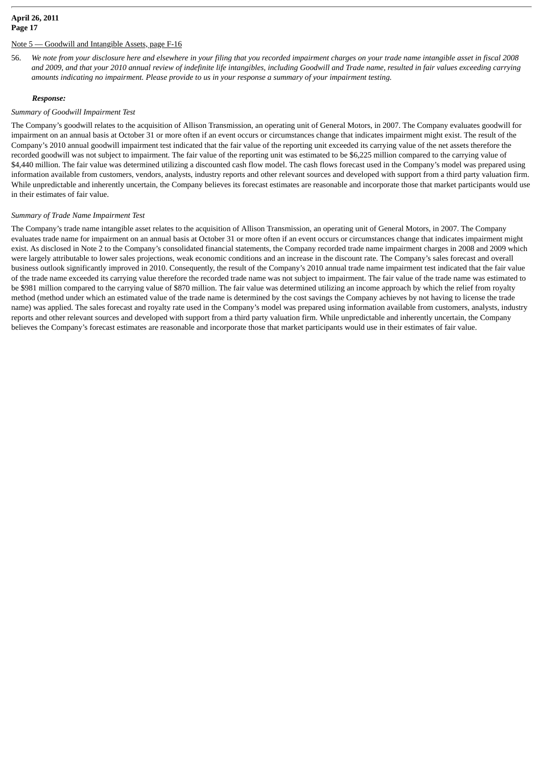Note 5 — Goodwill and Intangible Assets, page F-16

56. *We note from your disclosure here and elsewhere in your filing that you recorded impairment charges on your trade name intangible asset in fiscal 2008 and 2009, and that your 2010 annual review of indefinite life intangibles, including Goodwill and Trade name, resulted in fair values exceeding carrying amounts indicating no impairment. Please provide to us in your response a summary of your impairment testing.*

***Response:***

*Summary of Goodwill Impairment Test*

The Company's goodwill relates to the acquisition of Allison Transmission, an operating unit of General Motors, in 2007. The Company evaluates goodwill for impairment on an annual basis at October 31 or more often if an event occurs or circumstances change that indicates impairment might exist. The result of the Company's 2010 annual goodwill impairment test indicated that the fair value of the reporting unit exceeded its carrying value of the net assets therefore the recorded goodwill was not subject to impairment. The fair value of the reporting unit was estimated to be $6,225 million compared to the carrying value of $4,440 million. The fair value was determined utilizing a discounted cash flow model. The cash flows forecast used in the Company's model was prepared using information available from customers, vendors, analysts, industry reports and other relevant sources and developed with support from a third party valuation firm. While unpredictable and inherently uncertain, the Company believes its forecast estimates are reasonable and incorporate those that market participants would use in their estimates of fair value.

*Summary of Trade Name Impairment Test*

The Company's trade name intangible asset relates to the acquisition of Allison Transmission, an operating unit of General Motors, in 2007. The Company evaluates trade name for impairment on an annual basis at October 31 or more often if an event occurs or circumstances change that indicates impairment might exist. As disclosed in Note 2 to the Company's consolidated financial statements, the Company recorded trade name impairment charges in 2008 and 2009 which were largely attributable to lower sales projections, weak economic conditions and an increase in the discount rate. The Company's sales forecast and overall business outlook significantly improved in 2010. Consequently, the result of the Company's 2010 annual trade name impairment test indicated that the fair value of the trade name exceeded its carrying value therefore the recorded trade name was not subject to impairment. The fair value of the trade name was estimated to be $981 million compared to the carrying value of $870 million. The fair value was determined utilizing an income approach by which the relief from royalty method (method under which an estimated value of the trade name is determined by the cost savings the Company achieves by not having to license the trade name) was applied. The sales forecast and royalty rate used in the Company's model was prepared using information available from customers, analysts, industry reports and other relevant sources and developed with support from a third party valuation firm. While unpredictable and inherently uncertain, the Company believes the Company's forecast estimates are reasonable and incorporate those that market participants would use in their estimates of fair value.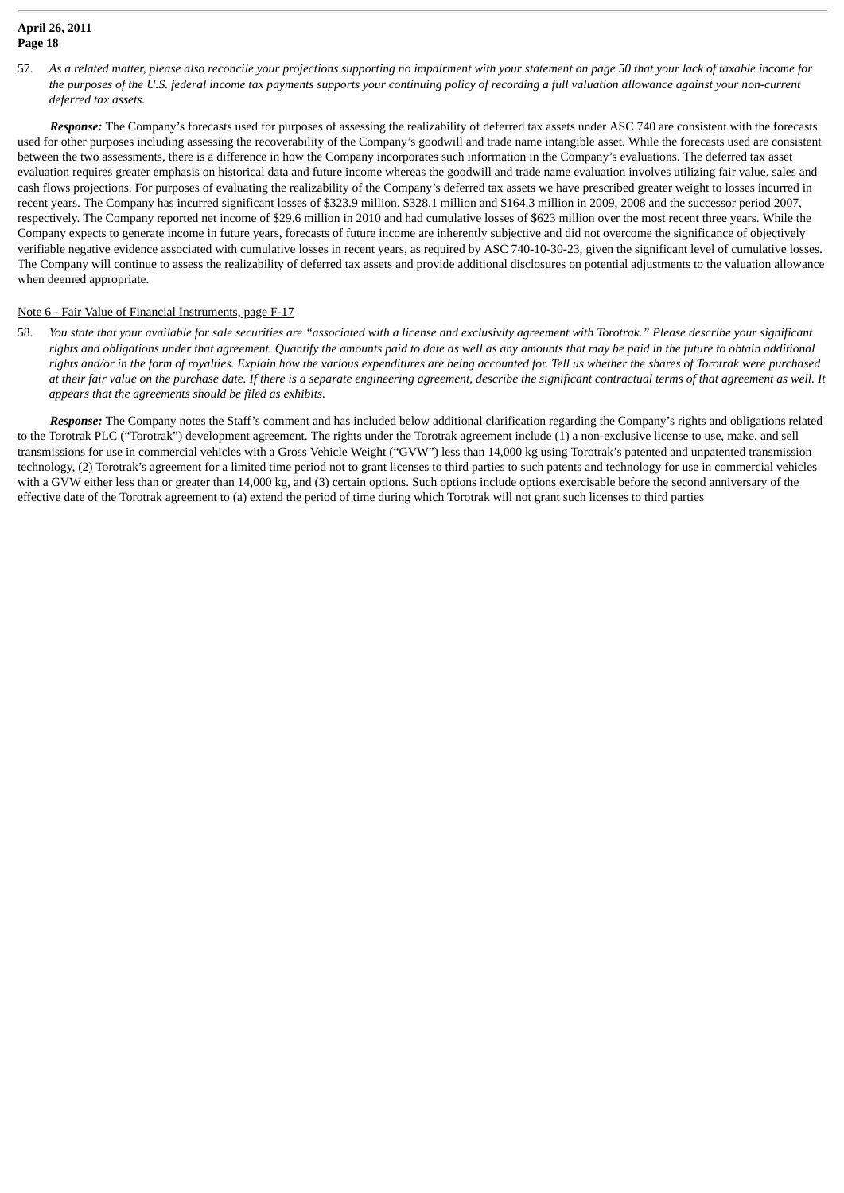57. *As a related matter, please also reconcile your projections supporting no impairment with your statement on page 50 that your lack of taxable income for the purposes of the U.S. federal income tax payments supports your continuing policy of recording a full valuation allowance against your non-current deferred tax assets.*

***Response:*** The Company's forecasts used for purposes of assessing the realizability of deferred tax assets under ASC 740 are consistent with the forecasts used for other purposes including assessing the recoverability of the Company's goodwill and trade name intangible asset. While the forecasts used are consistent between the two assessments, there is a difference in how the Company incorporates such information in the Company's evaluations. The deferred tax asset evaluation requires greater emphasis on historical data and future income whereas the goodwill and trade name evaluation involves utilizing fair value, sales and cash flows projections. For purposes of evaluating the realizability of the Company's deferred tax assets we have prescribed greater weight to losses incurred in recent years. The Company has incurred significant losses of $323.9 million, $328.1 million and $164.3 million in 2009, 2008 and the successor period 2007, respectively. The Company reported net income of $29.6 million in 2010 and had cumulative losses of $623 million over the most recent three years. While the Company expects to generate income in future years, forecasts of future income are inherently subjective and did not overcome the significance of objectively verifiable negative evidence associated with cumulative losses in recent years, as required by ASC 740-10-30-23, given the significant level of cumulative losses. The Company will continue to assess the realizability of deferred tax assets and provide additional disclosures on potential adjustments to the valuation allowance when deemed appropriate.

Note 6 - Fair Value of Financial Instruments, page F-17

58. *You state that your available for sale securities are "associated with a license and exclusivity agreement with Torotrak." Please describe your significant rights and obligations under that agreement. Quantify the amounts paid to date as well as any amounts that may be paid in the future to obtain additional rights and/or in the form of royalties. Explain how the various expenditures are being accounted for. Tell us whether the shares of Torotrak were purchased at their fair value on the purchase date. If there is a separate engineering agreement, describe the significant contractual terms of that agreement as well. It appears that the agreements should be filed as exhibits.*

***Response:*** The Company notes the Staff's comment and has included below additional clarification regarding the Company's rights and obligations related to the Torotrak PLC ("Torotrak") development agreement. The rights under the Torotrak agreement include (1) a non-exclusive license to use, make, and sell transmissions for use in commercial vehicles with a Gross Vehicle Weight ("GVW") less than 14,000 kg using Torotrak's patented and unpatented transmission technology, (2) Torotrak's agreement for a limited time period not to grant licenses to third parties to such patents and technology for use in commercial vehicles with a GVW either less than or greater than 14,000 kg, and (3) certain options. Such options include options exercisable before the second anniversary of the effective date of the Torotrak agreement to (a) extend the period of time during which Torotrak will not grant such licenses to third parties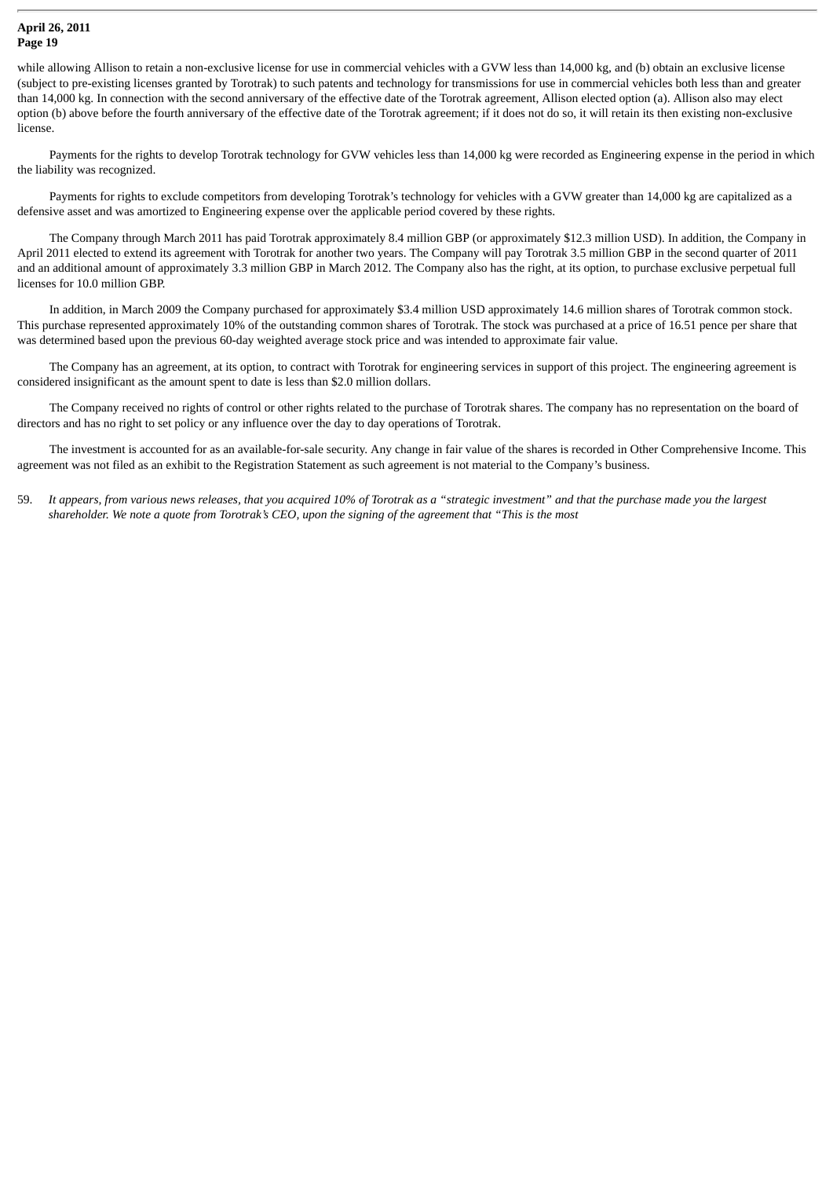while allowing Allison to retain a non-exclusive license for use in commercial vehicles with a GVW less than 14,000 kg, and (b) obtain an exclusive license (subject to pre-existing licenses granted by Torotrak) to such patents and technology for transmissions for use in commercial vehicles both less than and greater than 14,000 kg. In connection with the second anniversary of the effective date of the Torotrak agreement, Allison elected option (a). Allison also may elect option (b) above before the fourth anniversary of the effective date of the Torotrak agreement; if it does not do so, it will retain its then existing non-exclusive license.

Payments for the rights to develop Torotrak technology for GVW vehicles less than 14,000 kg were recorded as Engineering expense in the period in which the liability was recognized.

Payments for rights to exclude competitors from developing Torotrak's technology for vehicles with a GVW greater than 14,000 kg are capitalized as a defensive asset and was amortized to Engineering expense over the applicable period covered by these rights.

The Company through March 2011 has paid Torotrak approximately 8.4 million GBP (or approximately $12.3 million USD). In addition, the Company in April 2011 elected to extend its agreement with Torotrak for another two years. The Company will pay Torotrak 3.5 million GBP in the second quarter of 2011 and an additional amount of approximately 3.3 million GBP in March 2012. The Company also has the right, at its option, to purchase exclusive perpetual full licenses for 10.0 million GBP.

In addition, in March 2009 the Company purchased for approximately $3.4 million USD approximately 14.6 million shares of Torotrak common stock. This purchase represented approximately 10% of the outstanding common shares of Torotrak. The stock was purchased at a price of 16.51 pence per share that was determined based upon the previous 60-day weighted average stock price and was intended to approximate fair value.

The Company has an agreement, at its option, to contract with Torotrak for engineering services in support of this project. The engineering agreement is considered insignificant as the amount spent to date is less than $2.0 million dollars.

The Company received no rights of control or other rights related to the purchase of Torotrak shares. The company has no representation on the board of directors and has no right to set policy or any influence over the day to day operations of Torotrak.

The investment is accounted for as an available-for-sale security. Any change in fair value of the shares is recorded in Other Comprehensive Income. This agreement was not filed as an exhibit to the Registration Statement as such agreement is not material to the Company's business.

59. *It appears, from various news releases, that you acquired 10% of Torotrak as a "strategic investment" and that the purchase made you the largest shareholder. We note a quote from Torotrak's CEO, upon the signing of the agreement that "This is the most*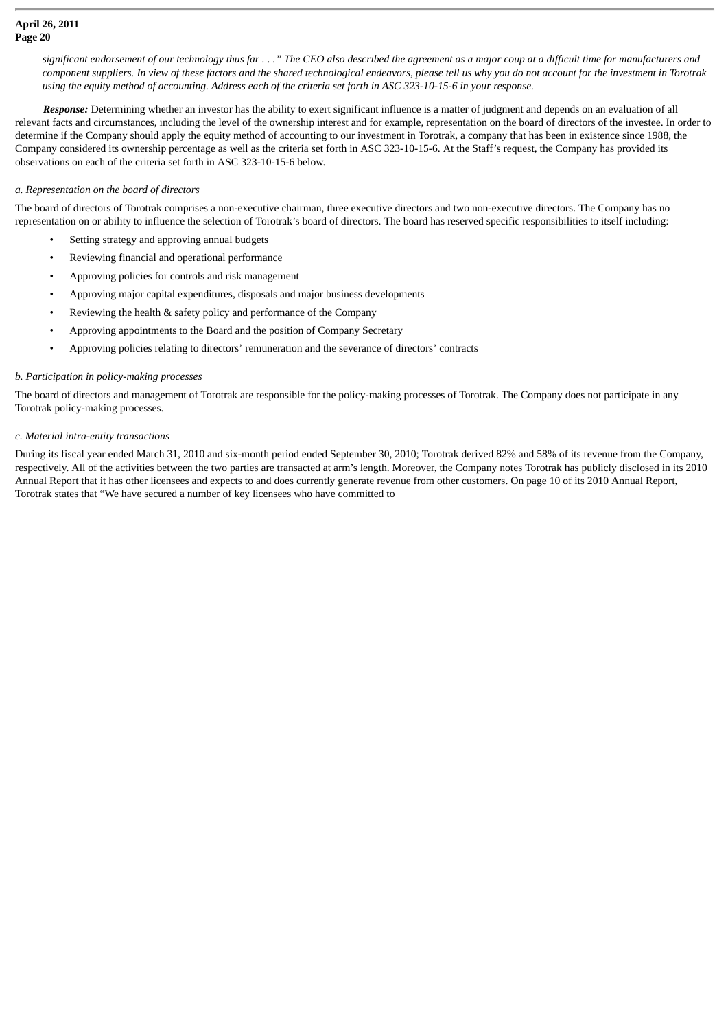*significant endorsement of our technology thus far . . ." The CEO also described the agreement as a major coup at a difficult time for manufacturers and component suppliers. In view of these factors and the shared technological endeavors, please tell us why you do not account for the investment in Torotrak using the equity method of accounting. Address each of the criteria set forth in ASC 323-10-15-6 in your response.*

***Response:*** Determining whether an investor has the ability to exert significant influence is a matter of judgment and depends on an evaluation of all relevant facts and circumstances, including the level of the ownership interest and for example, representation on the board of directors of the investee. In order to determine if the Company should apply the equity method of accounting to our investment in Torotrak, a company that has been in existence since 1988, the Company considered its ownership percentage as well as the criteria set forth in ASC 323-10-15-6. At the Staff's request, the Company has provided its observations on each of the criteria set forth in ASC 323-10-15-6 below.

*a. Representation on the board of directors*

The board of directors of Torotrak comprises a non-executive chairman, three executive directors and two non-executive directors. The Company has no representation on or ability to influence the selection of Torotrak's board of directors. The board has reserved specific responsibilities to itself including:

- Setting strategy and approving annual budgets
- Reviewing financial and operational performance
- Approving policies for controls and risk management
- Approving major capital expenditures, disposals and major business developments
- Reviewing the health & safety policy and performance of the Company
- Approving appointments to the Board and the position of Company Secretary
- Approving policies relating to directors' remuneration and the severance of directors' contracts

*b. Participation in policy-making processes*

The board of directors and management of Torotrak are responsible for the policy-making processes of Torotrak. The Company does not participate in any Torotrak policy-making processes.

*c. Material intra-entity transactions*

During its fiscal year ended March 31, 2010 and six-month period ended September 30, 2010; Torotrak derived 82% and 58% of its revenue from the Company, respectively. All of the activities between the two parties are transacted at arm's length. Moreover, the Company notes Torotrak has publicly disclosed in its 2010 Annual Report that it has other licensees and expects to and does currently generate revenue from other customers. On page 10 of its 2010 Annual Report, Torotrak states that "We have secured a number of key licensees who have committed to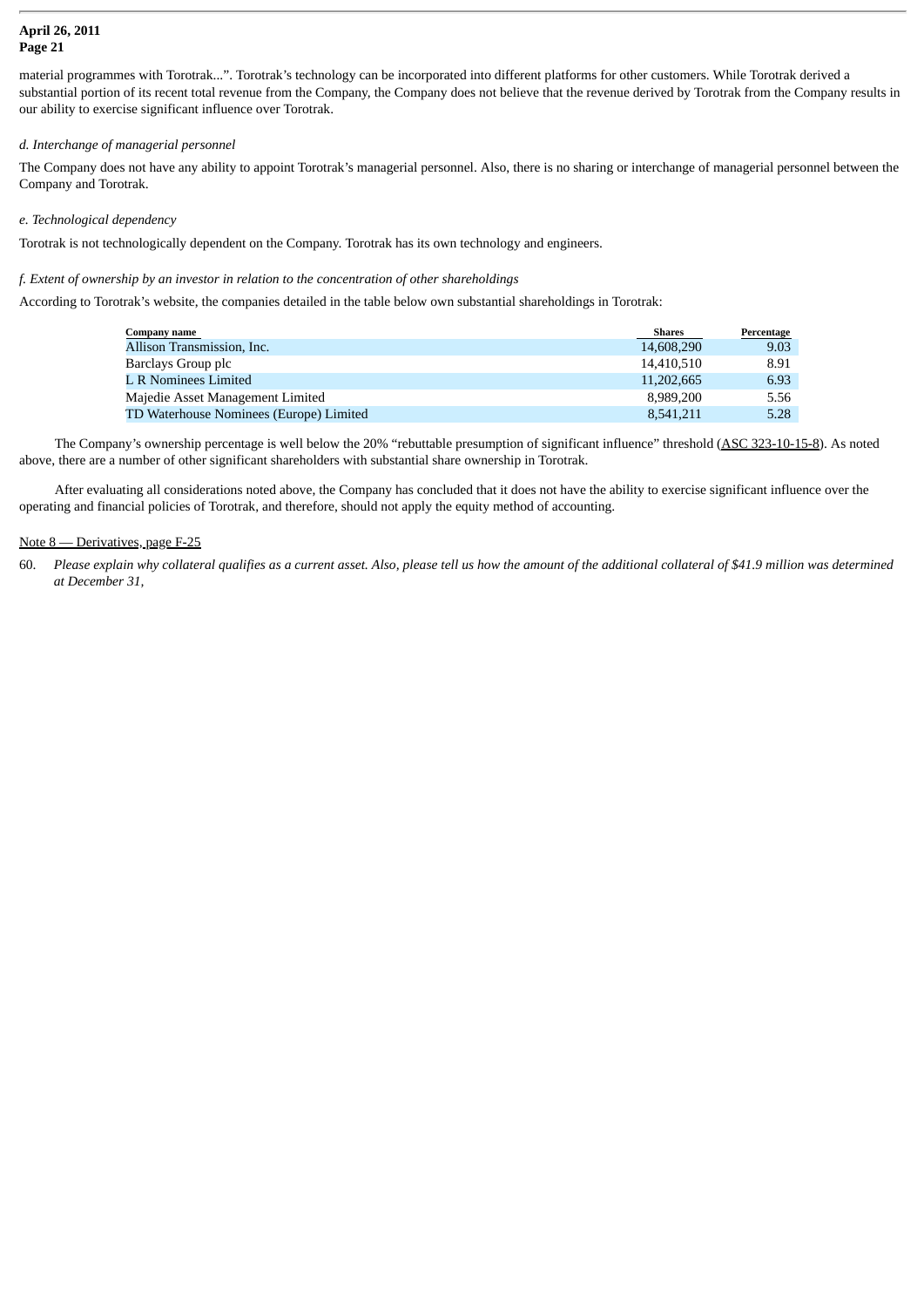material programmes with Torotrak...". Torotrak's technology can be incorporated into different platforms for other customers. While Torotrak derived a substantial portion of its recent total revenue from the Company, the Company does not believe that the revenue derived by Torotrak from the Company results in our ability to exercise significant influence over Torotrak.

*d. Interchange of managerial personnel*

The Company does not have any ability to appoint Torotrak's managerial personnel. Also, there is no sharing or interchange of managerial personnel between the Company and Torotrak.

*e. Technological dependency*

Torotrak is not technologically dependent on the Company. Torotrak has its own technology and engineers.

*f. Extent of ownership by an investor in relation to the concentration of other shareholdings*

According to Torotrak's website, the companies detailed in the table below own substantial shareholdings in Torotrak:

| Company name | Shares | Percentage |
|---|---|---|
| Allison Transmission, Inc. | 14,608,290 | 9.03 |
| Barclays Group plc | 14,410,510 | 8.91 |
| L R Nominees Limited | 11,202,665 | 6.93 |
| Majedie Asset Management Limited | 8,989,200 | 5.56 |
| TD Waterhouse Nominees (Europe) Limited | 8,541,211 | 5.28 |

The Company's ownership percentage is well below the 20% "rebuttable presumption of significant influence" threshold (ASC 323-10-15-8). As noted above, there are a number of other significant shareholders with substantial share ownership in Torotrak.

After evaluating all considerations noted above, the Company has concluded that it does not have the ability to exercise significant influence over the operating and financial policies of Torotrak, and therefore, should not apply the equity method of accounting.

Note 8 — Derivatives, page F-25

60. *Please explain why collateral qualifies as a current asset. Also, please tell us how the amount of the additional collateral of $41.9 million was determined at December 31,*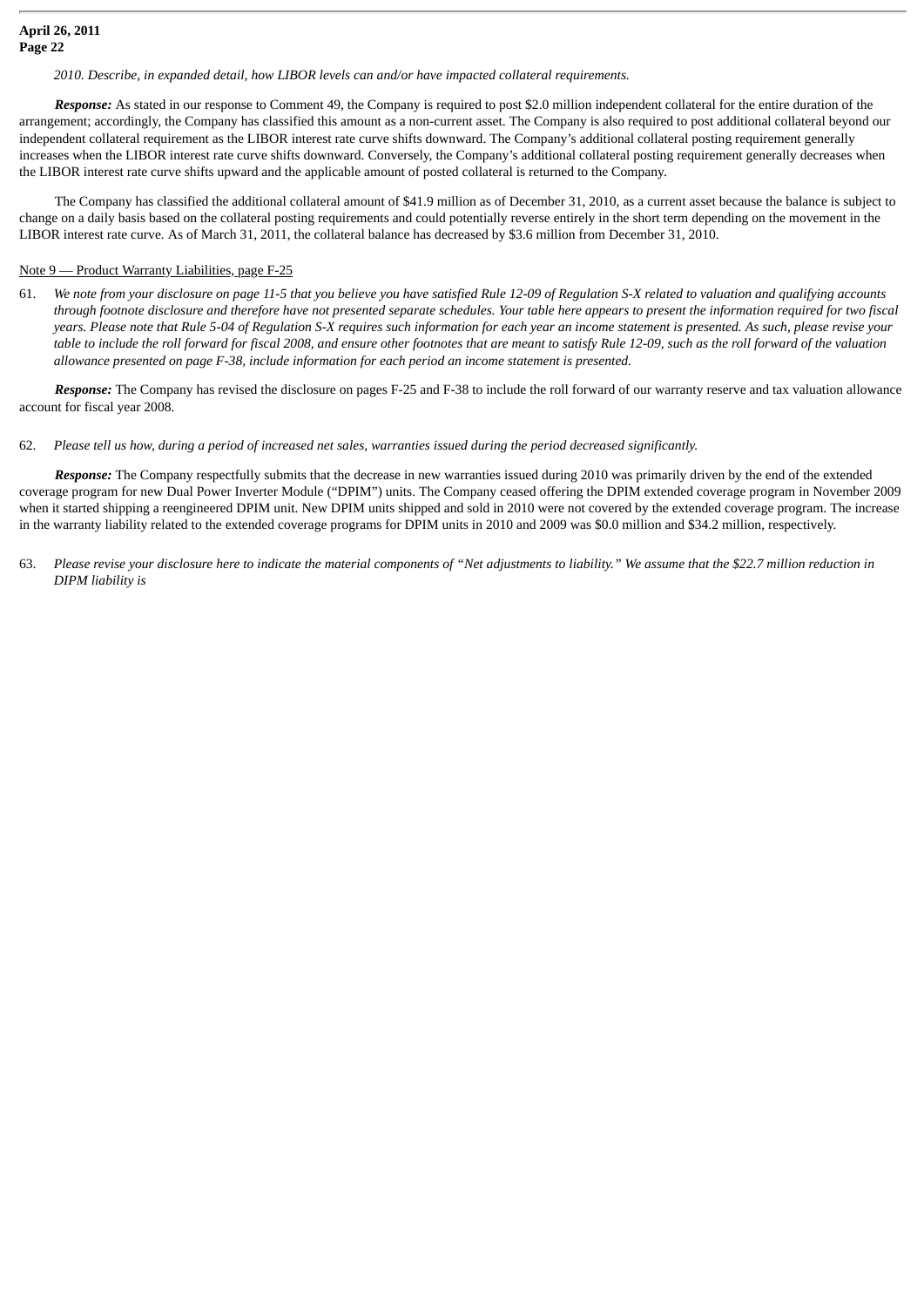*2010. Describe, in expanded detail, how LIBOR levels can and/or have impacted collateral requirements.*

***Response:*** As stated in our response to Comment 49, the Company is required to post $2.0 million independent collateral for the entire duration of the arrangement; accordingly, the Company has classified this amount as a non-current asset. The Company is also required to post additional collateral beyond our independent collateral requirement as the LIBOR interest rate curve shifts downward. The Company's additional collateral posting requirement generally increases when the LIBOR interest rate curve shifts downward. Conversely, the Company's additional collateral posting requirement generally decreases when the LIBOR interest rate curve shifts upward and the applicable amount of posted collateral is returned to the Company.

The Company has classified the additional collateral amount of $41.9 million as of December 31, 2010, as a current asset because the balance is subject to change on a daily basis based on the collateral posting requirements and could potentially reverse entirely in the short term depending on the movement in the LIBOR interest rate curve. As of March 31, 2011, the collateral balance has decreased by $3.6 million from December 31, 2010.

<u>Note 9 — Product Warranty Liabilities, page F-25</u>

61. *We note from your disclosure on page 11-5 that you believe you have satisfied Rule 12-09 of Regulation S-X related to valuation and qualifying accounts through footnote disclosure and therefore have not presented separate schedules. Your table here appears to present the information required for two fiscal years. Please note that Rule 5-04 of Regulation S-X requires such information for each year an income statement is presented. As such, please revise your table to include the roll forward for fiscal 2008, and ensure other footnotes that are meant to satisfy Rule 12-09, such as the roll forward of the valuation allowance presented on page F-38, include information for each period an income statement is presented.*

***Response:*** The Company has revised the disclosure on pages F-25 and F-38 to include the roll forward of our warranty reserve and tax valuation allowance account for fiscal year 2008.

62. *Please tell us how, during a period of increased net sales, warranties issued during the period decreased significantly.*

***Response:*** The Company respectfully submits that the decrease in new warranties issued during 2010 was primarily driven by the end of the extended coverage program for new Dual Power Inverter Module ("DPIM") units. The Company ceased offering the DPIM extended coverage program in November 2009 when it started shipping a reengineered DPIM unit. New DPIM units shipped and sold in 2010 were not covered by the extended coverage program. The increase in the warranty liability related to the extended coverage programs for DPIM units in 2010 and 2009 was $0.0 million and $34.2 million, respectively.

63. *Please revise your disclosure here to indicate the material components of "Net adjustments to liability." We assume that the $22.7 million reduction in DIPM liability is*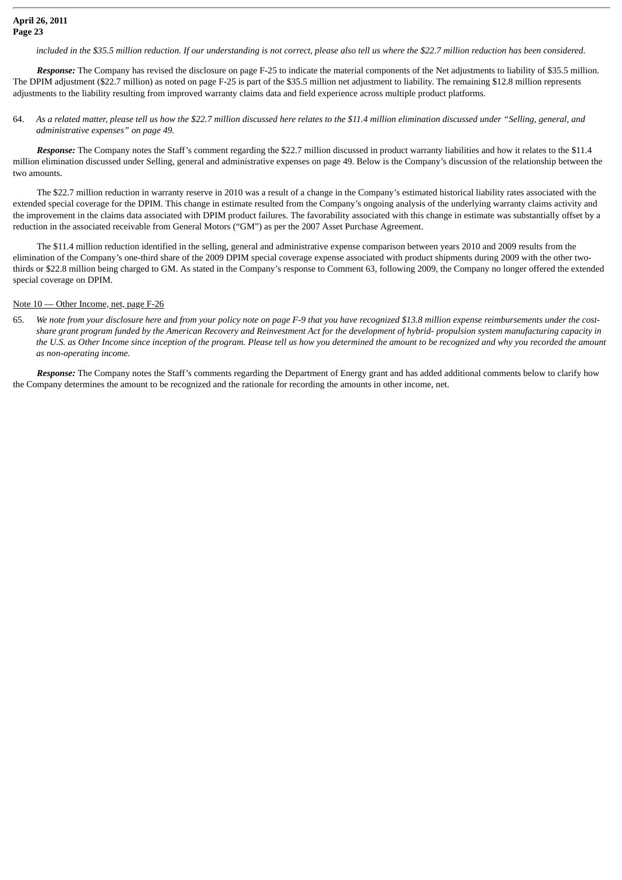*included in the $35.5 million reduction. If our understanding is not correct, please also tell us where the $22.7 million reduction has been considered.*

***Response:*** The Company has revised the disclosure on page F-25 to indicate the material components of the Net adjustments to liability of $35.5 million. The DPIM adjustment ($22.7 million) as noted on page F-25 is part of the $35.5 million net adjustment to liability. The remaining $12.8 million represents adjustments to the liability resulting from improved warranty claims data and field experience across multiple product platforms.

64. *As a related matter, please tell us how the $22.7 million discussed here relates to the $11.4 million elimination discussed under "Selling, general, and administrative expenses" on page 49.*

***Response:*** The Company notes the Staff's comment regarding the $22.7 million discussed in product warranty liabilities and how it relates to the $11.4 million elimination discussed under Selling, general and administrative expenses on page 49. Below is the Company's discussion of the relationship between the two amounts.

The $22.7 million reduction in warranty reserve in 2010 was a result of a change in the Company's estimated historical liability rates associated with the extended special coverage for the DPIM. This change in estimate resulted from the Company's ongoing analysis of the underlying warranty claims activity and the improvement in the claims data associated with DPIM product failures. The favorability associated with this change in estimate was substantially offset by a reduction in the associated receivable from General Motors ("GM") as per the 2007 Asset Purchase Agreement.

The $11.4 million reduction identified in the selling, general and administrative expense comparison between years 2010 and 2009 results from the elimination of the Company's one-third share of the 2009 DPIM special coverage expense associated with product shipments during 2009 with the other two-thirds or $22.8 million being charged to GM. As stated in the Company's response to Comment 63, following 2009, the Company no longer offered the extended special coverage on DPIM.

Note 10 — Other Income, net, page F-26

65. *We note from your disclosure here and from your policy note on page F-9 that you have recognized $13.8 million expense reimbursements under the cost-share grant program funded by the American Recovery and Reinvestment Act for the development of hybrid- propulsion system manufacturing capacity in the U.S. as Other Income since inception of the program. Please tell us how you determined the amount to be recognized and why you recorded the amount as non-operating income.*

***Response:*** The Company notes the Staff's comments regarding the Department of Energy grant and has added additional comments below to clarify how the Company determines the amount to be recognized and the rationale for recording the amounts in other income, net.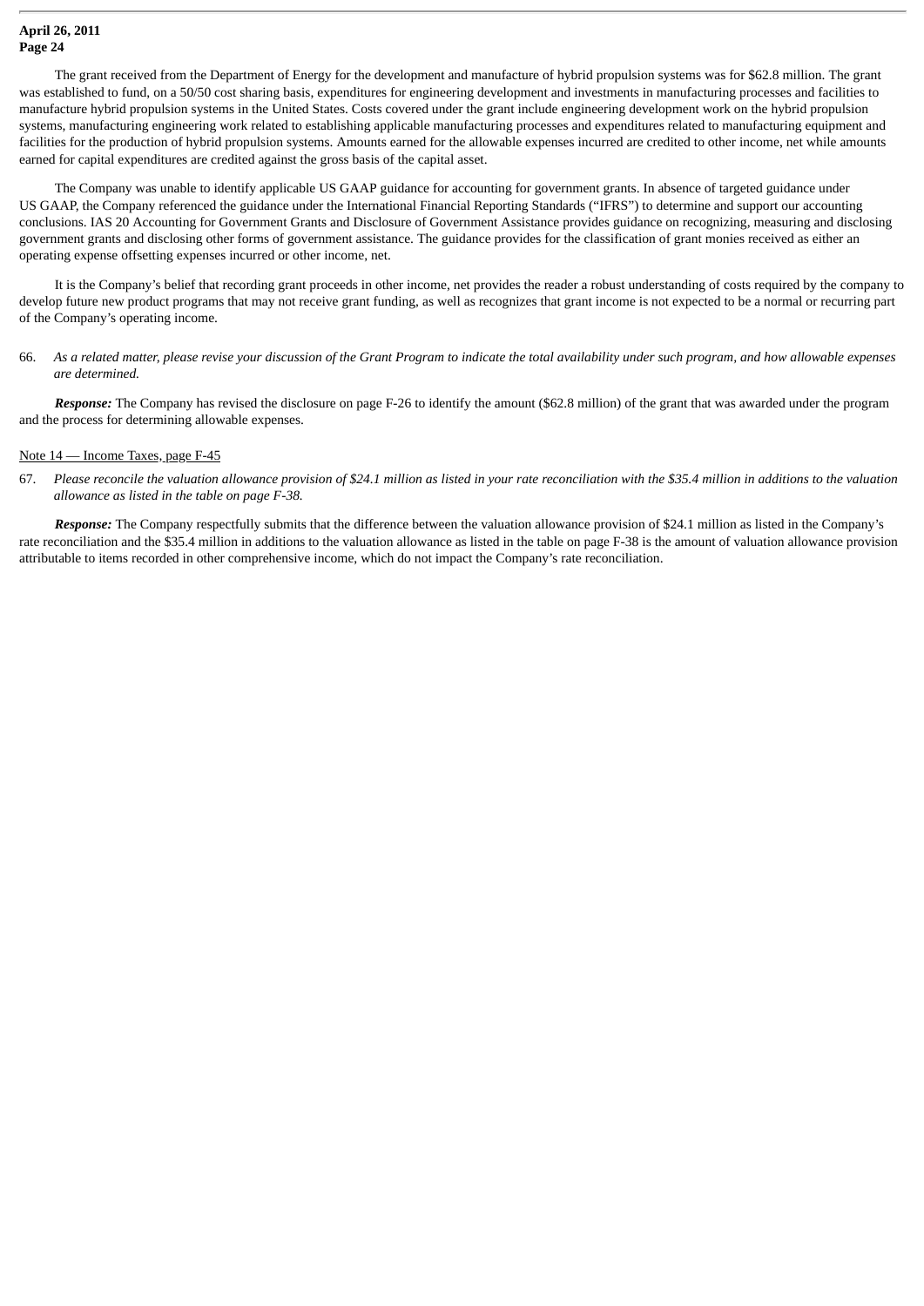The grant received from the Department of Energy for the development and manufacture of hybrid propulsion systems was for $62.8 million. The grant was established to fund, on a 50/50 cost sharing basis, expenditures for engineering development and investments in manufacturing processes and facilities to manufacture hybrid propulsion systems in the United States. Costs covered under the grant include engineering development work on the hybrid propulsion systems, manufacturing engineering work related to establishing applicable manufacturing processes and expenditures related to manufacturing equipment and facilities for the production of hybrid propulsion systems. Amounts earned for the allowable expenses incurred are credited to other income, net while amounts earned for capital expenditures are credited against the gross basis of the capital asset.

The Company was unable to identify applicable US GAAP guidance for accounting for government grants. In absence of targeted guidance under US GAAP, the Company referenced the guidance under the International Financial Reporting Standards ("IFRS") to determine and support our accounting conclusions. IAS 20 Accounting for Government Grants and Disclosure of Government Assistance provides guidance on recognizing, measuring and disclosing government grants and disclosing other forms of government assistance. The guidance provides for the classification of grant monies received as either an operating expense offsetting expenses incurred or other income, net.

It is the Company's belief that recording grant proceeds in other income, net provides the reader a robust understanding of costs required by the company to develop future new product programs that may not receive grant funding, as well as recognizes that grant income is not expected to be a normal or recurring part of the Company's operating income.

66. *As a related matter, please revise your discussion of the Grant Program to indicate the total availability under such program, and how allowable expenses are determined.*

***Response:*** The Company has revised the disclosure on page F-26 to identify the amount ($62.8 million) of the grant that was awarded under the program and the process for determining allowable expenses.

Note 14 — Income Taxes, page F-45

67. *Please reconcile the valuation allowance provision of $24.1 million as listed in your rate reconciliation with the $35.4 million in additions to the valuation allowance as listed in the table on page F-38.*

***Response:*** The Company respectfully submits that the difference between the valuation allowance provision of $24.1 million as listed in the Company's rate reconciliation and the $35.4 million in additions to the valuation allowance as listed in the table on page F-38 is the amount of valuation allowance provision attributable to items recorded in other comprehensive income, which do not impact the Company's rate reconciliation.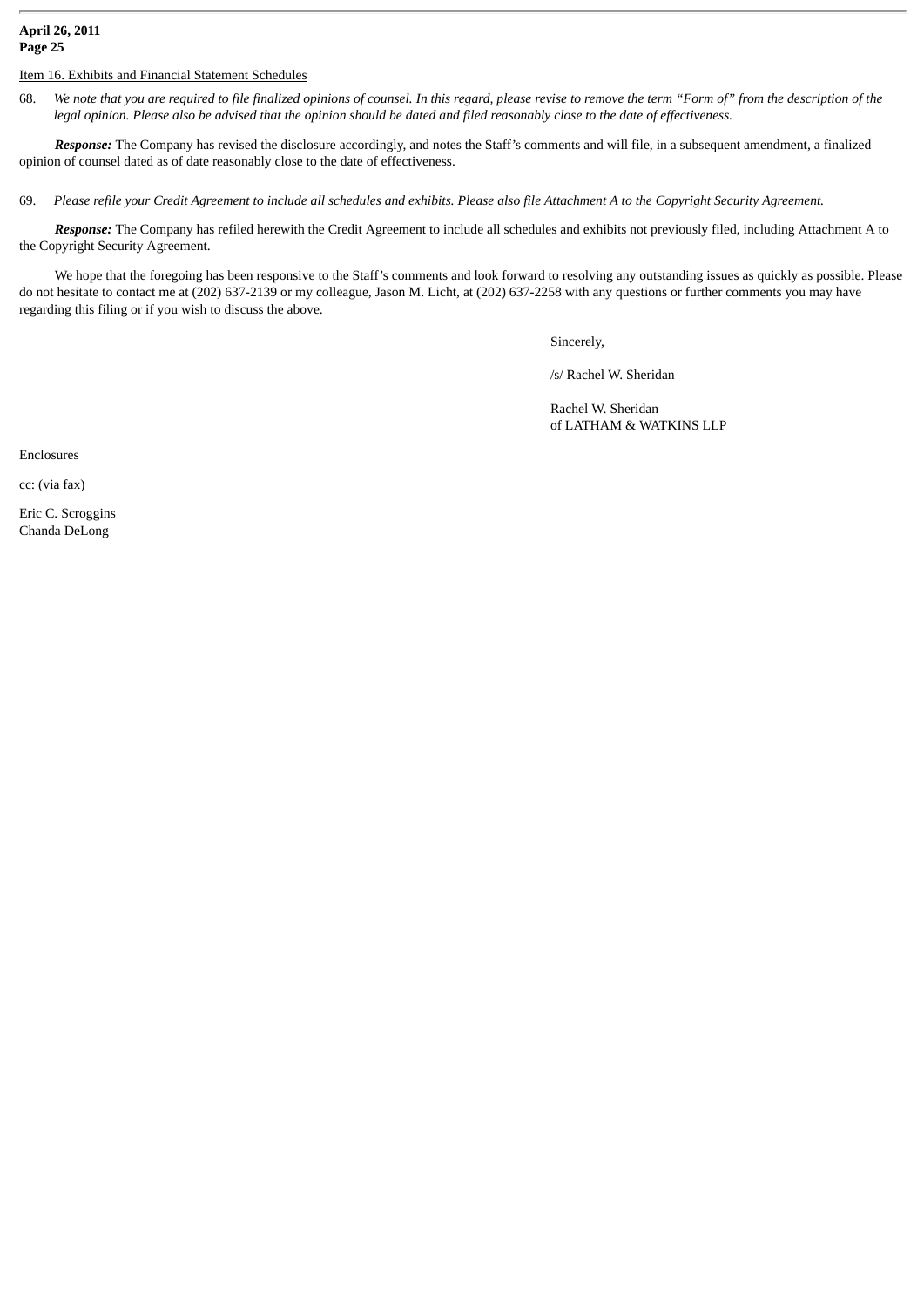Item 16. Exhibits and Financial Statement Schedules

68. *We note that you are required to file finalized opinions of counsel. In this regard, please revise to remove the term "Form of" from the description of the legal opinion. Please also be advised that the opinion should be dated and filed reasonably close to the date of effectiveness.*

***Response:*** The Company has revised the disclosure accordingly, and notes the Staff's comments and will file, in a subsequent amendment, a finalized opinion of counsel dated as of date reasonably close to the date of effectiveness.

69. *Please refile your Credit Agreement to include all schedules and exhibits. Please also file Attachment A to the Copyright Security Agreement.*

***Response:*** The Company has refiled herewith the Credit Agreement to include all schedules and exhibits not previously filed, including Attachment A to the Copyright Security Agreement.

We hope that the foregoing has been responsive to the Staff's comments and look forward to resolving any outstanding issues as quickly as possible. Please do not hesitate to contact me at (202) 637-2139 or my colleague, Jason M. Licht, at (202) 637-2258 with any questions or further comments you may have regarding this filing or if you wish to discuss the above.

Sincerely,

/s/ Rachel W. Sheridan

Rachel W. Sheridan
of LATHAM & WATKINS LLP

Enclosures

cc: (via fax)

Eric C. Scroggins
Chanda DeLong